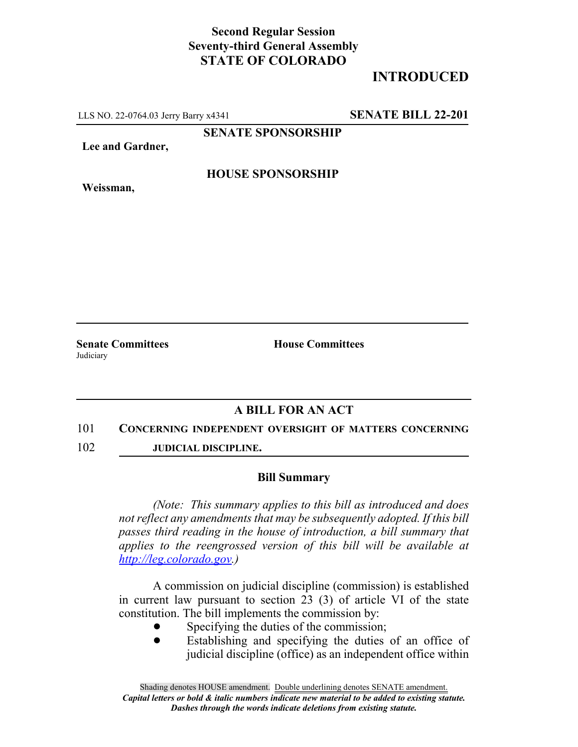**Second Regular Session**
**Seventy-third General Assembly**
**STATE OF COLORADO**

# INTRODUCED

LLS NO. 22-0764.03 Jerry Barry x4341 **SENATE BILL 22-201**

**SENATE SPONSORSHIP**

**Lee and Gardner,**

**HOUSE SPONSORSHIP**

**Weissman,**

**Senate Committees**
Judiciary

**House Committees**

## A BILL FOR AN ACT

101 **CONCERNING INDEPENDENT OVERSIGHT OF MATTERS CONCERNING**
102 **JUDICIAL DISCIPLINE.**

### Bill Summary

*(Note: This summary applies to this bill as introduced and does not reflect any amendments that may be subsequently adopted. If this bill passes third reading in the house of introduction, a bill summary that applies to the reengrossed version of this bill will be available at http://leg.colorado.gov.)*

A commission on judicial discipline (commission) is established in current law pursuant to section 23 (3) of article VI of the state constitution. The bill implements the commission by:

- Specifying the duties of the commission;
- Establishing and specifying the duties of an office of judicial discipline (office) as an independent office within

Shading denotes HOUSE amendment. Double underlining denotes SENATE amendment.
*Capital letters or bold & italic numbers indicate new material to be added to existing statute.*
*Dashes through the words indicate deletions from existing statute.*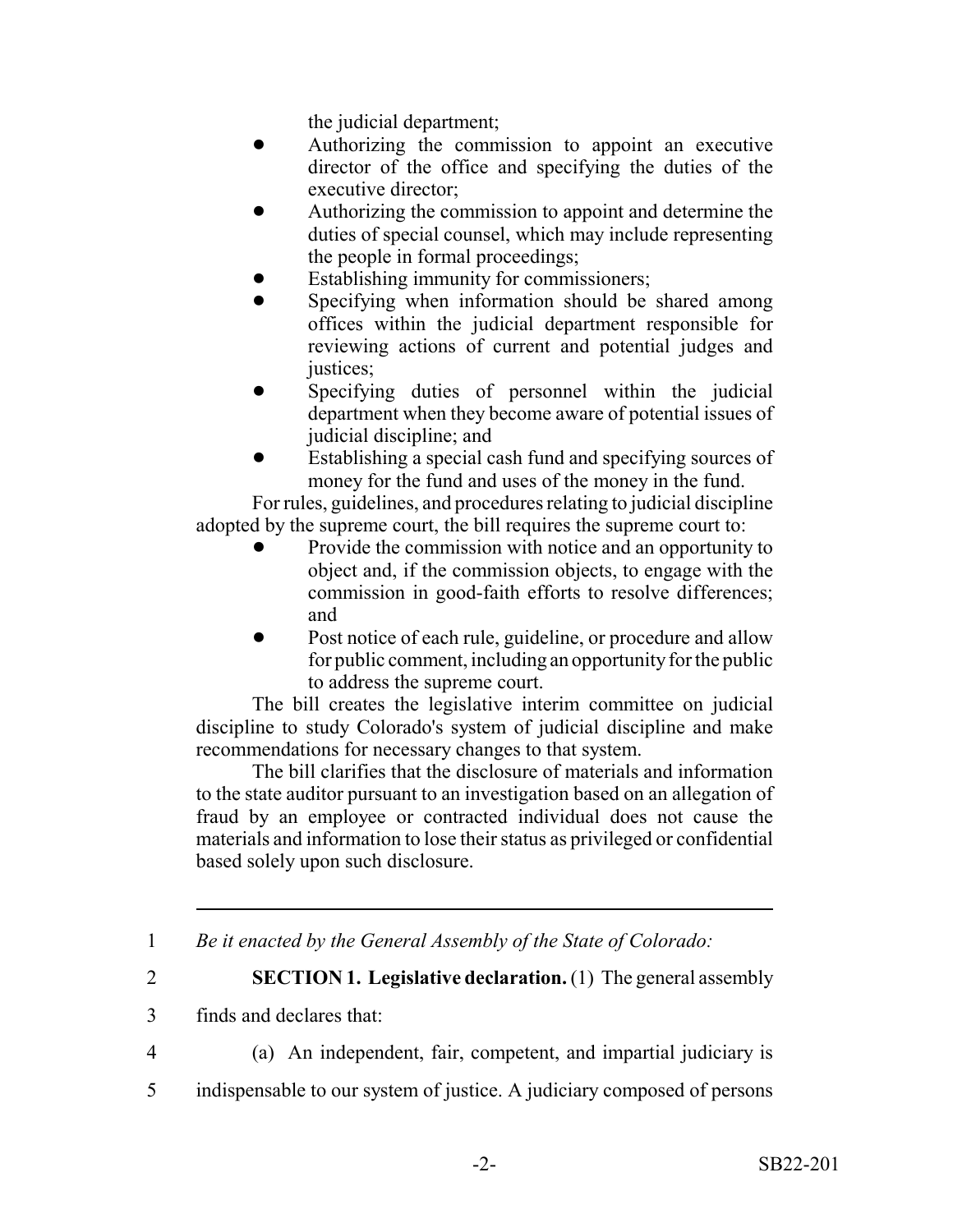the judicial department;

- Authorizing the commission to appoint an executive director of the office and specifying the duties of the executive director;
- Authorizing the commission to appoint and determine the duties of special counsel, which may include representing the people in formal proceedings;
- Establishing immunity for commissioners;
- Specifying when information should be shared among offices within the judicial department responsible for reviewing actions of current and potential judges and justices;
- Specifying duties of personnel within the judicial department when they become aware of potential issues of judicial discipline; and
- Establishing a special cash fund and specifying sources of money for the fund and uses of the money in the fund.

For rules, guidelines, and procedures relating to judicial discipline adopted by the supreme court, the bill requires the supreme court to:

- Provide the commission with notice and an opportunity to object and, if the commission objects, to engage with the commission in good-faith efforts to resolve differences; and
- Post notice of each rule, guideline, or procedure and allow for public comment, including an opportunity for the public to address the supreme court.

The bill creates the legislative interim committee on judicial discipline to study Colorado's system of judicial discipline and make recommendations for necessary changes to that system.

The bill clarifies that the disclosure of materials and information to the state auditor pursuant to an investigation based on an allegation of fraud by an employee or contracted individual does not cause the materials and information to lose their status as privileged or confidential based solely upon such disclosure.

---

1 *Be it enacted by the General Assembly of the State of Colorado:*

2 **SECTION 1. Legislative declaration.** (1) The general assembly

3 finds and declares that:

4 (a) An independent, fair, competent, and impartial judiciary is

5 indispensable to our system of justice. A judiciary composed of persons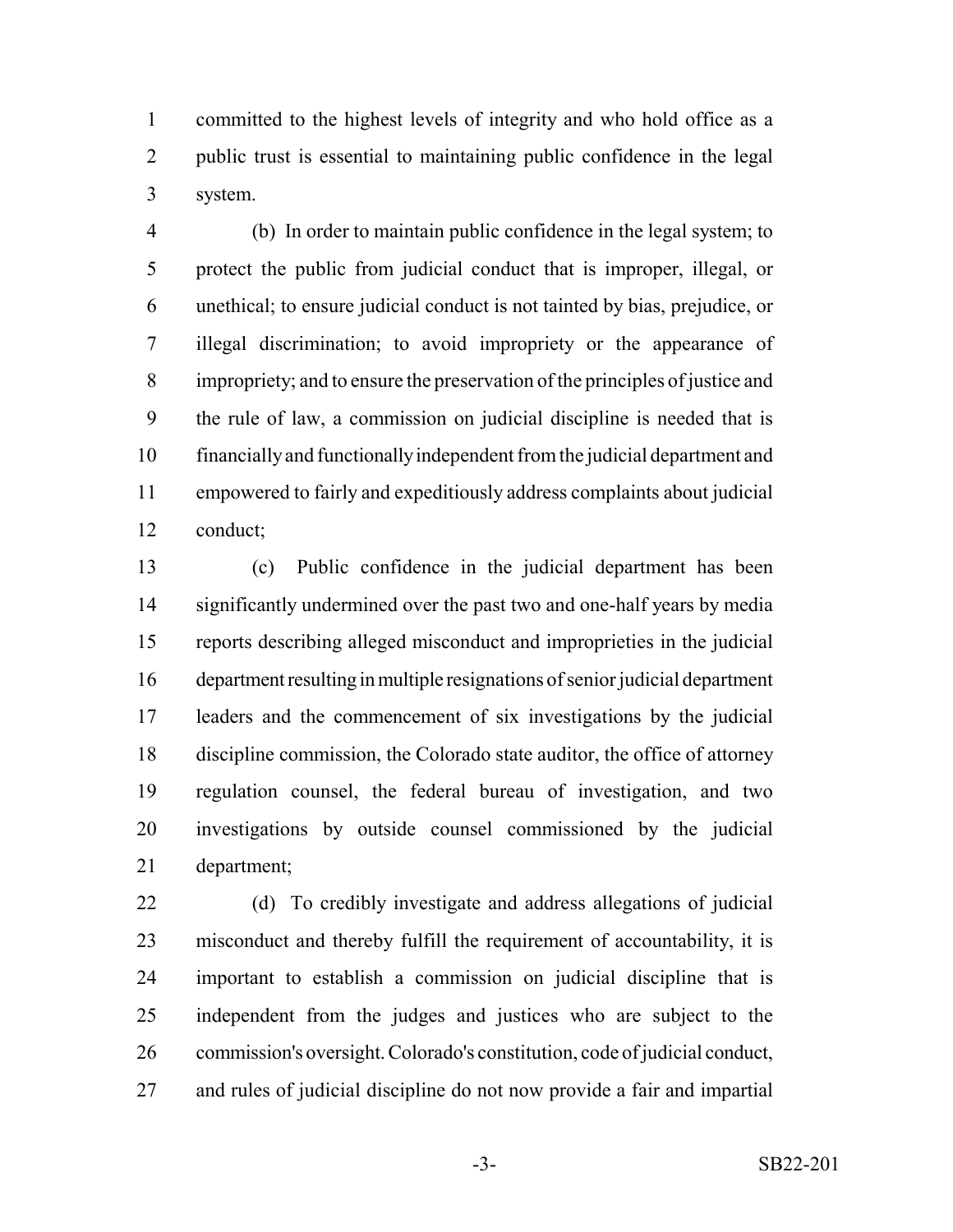committed to the highest levels of integrity and who hold office as a public trust is essential to maintaining public confidence in the legal system.

(b) In order to maintain public confidence in the legal system; to protect the public from judicial conduct that is improper, illegal, or unethical; to ensure judicial conduct is not tainted by bias, prejudice, or illegal discrimination; to avoid impropriety or the appearance of impropriety; and to ensure the preservation of the principles of justice and the rule of law, a commission on judicial discipline is needed that is financially and functionally independent from the judicial department and empowered to fairly and expeditiously address complaints about judicial conduct;

(c) Public confidence in the judicial department has been significantly undermined over the past two and one-half years by media reports describing alleged misconduct and improprieties in the judicial department resulting in multiple resignations of senior judicial department leaders and the commencement of six investigations by the judicial discipline commission, the Colorado state auditor, the office of attorney regulation counsel, the federal bureau of investigation, and two investigations by outside counsel commissioned by the judicial department;

(d) To credibly investigate and address allegations of judicial misconduct and thereby fulfill the requirement of accountability, it is important to establish a commission on judicial discipline that is independent from the judges and justices who are subject to the commission's oversight. Colorado's constitution, code of judicial conduct, and rules of judicial discipline do not now provide a fair and impartial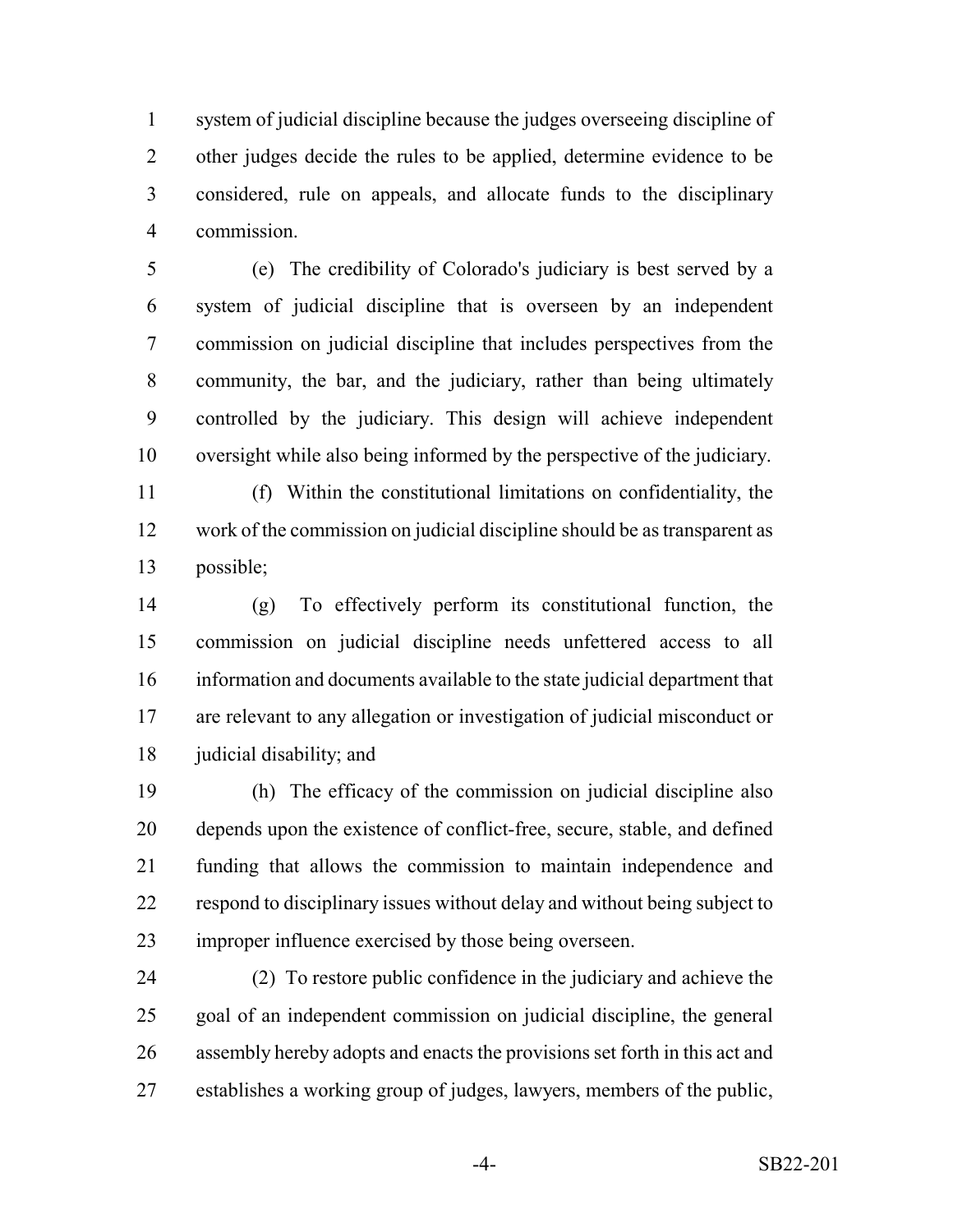system of judicial discipline because the judges overseeing discipline of other judges decide the rules to be applied, determine evidence to be considered, rule on appeals, and allocate funds to the disciplinary commission.

(e) The credibility of Colorado's judiciary is best served by a system of judicial discipline that is overseen by an independent commission on judicial discipline that includes perspectives from the community, the bar, and the judiciary, rather than being ultimately controlled by the judiciary. This design will achieve independent oversight while also being informed by the perspective of the judiciary.

(f) Within the constitutional limitations on confidentiality, the work of the commission on judicial discipline should be as transparent as possible;

(g) To effectively perform its constitutional function, the commission on judicial discipline needs unfettered access to all information and documents available to the state judicial department that are relevant to any allegation or investigation of judicial misconduct or judicial disability; and

(h) The efficacy of the commission on judicial discipline also depends upon the existence of conflict-free, secure, stable, and defined funding that allows the commission to maintain independence and respond to disciplinary issues without delay and without being subject to improper influence exercised by those being overseen.

(2) To restore public confidence in the judiciary and achieve the goal of an independent commission on judicial discipline, the general assembly hereby adopts and enacts the provisions set forth in this act and establishes a working group of judges, lawyers, members of the public,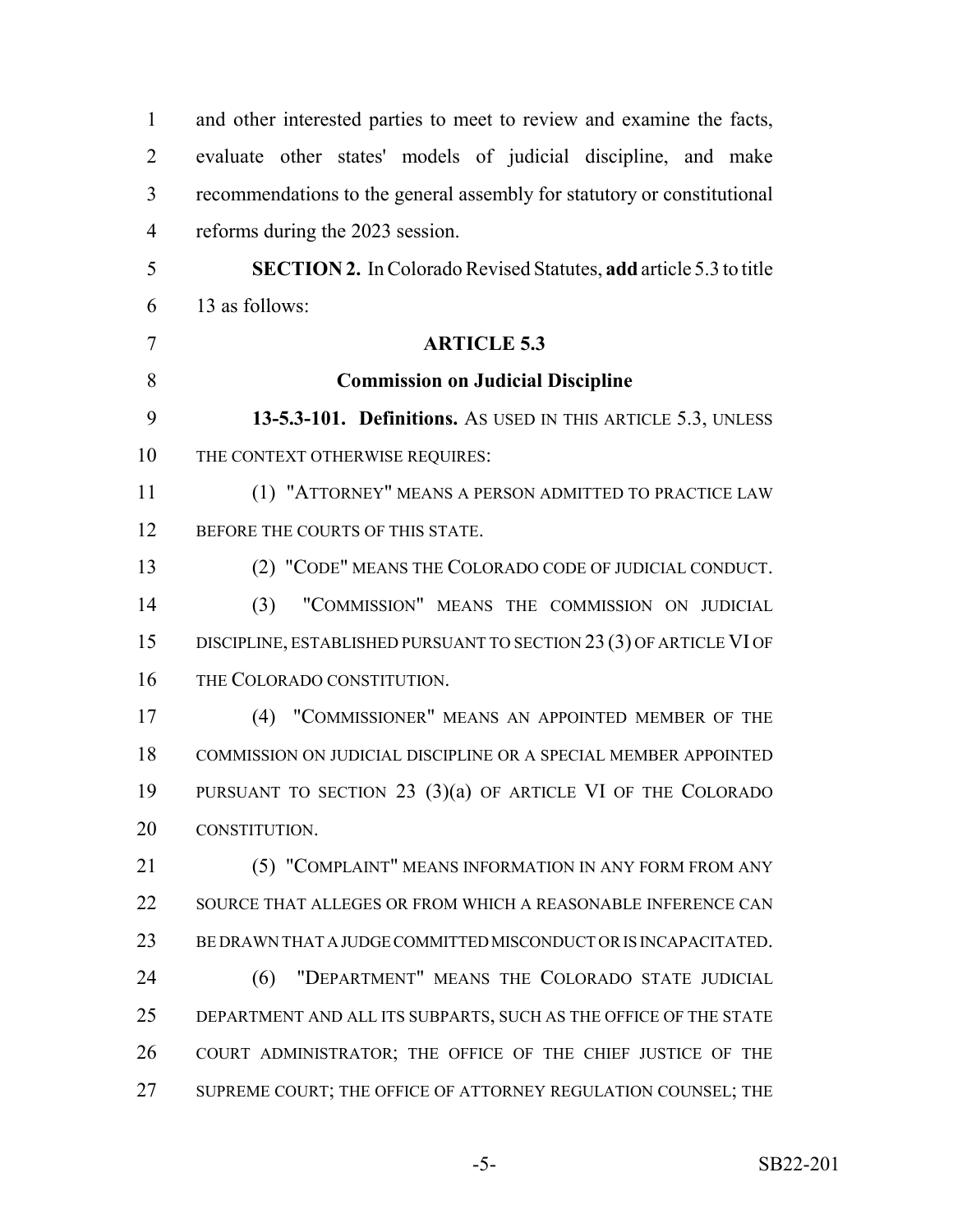and other interested parties to meet to review and examine the facts, evaluate other states' models of judicial discipline, and make recommendations to the general assembly for statutory or constitutional reforms during the 2023 session.

**SECTION 2.** In Colorado Revised Statutes, **add** article 5.3 to title 13 as follows:

**ARTICLE 5.3**

**Commission on Judicial Discipline**

**13-5.3-101. Definitions.** AS USED IN THIS ARTICLE 5.3, UNLESS THE CONTEXT OTHERWISE REQUIRES:

(1) "ATTORNEY" MEANS A PERSON ADMITTED TO PRACTICE LAW BEFORE THE COURTS OF THIS STATE.

(2) "CODE" MEANS THE COLORADO CODE OF JUDICIAL CONDUCT.

(3) "COMMISSION" MEANS THE COMMISSION ON JUDICIAL DISCIPLINE, ESTABLISHED PURSUANT TO SECTION 23 (3) OF ARTICLE VI OF THE COLORADO CONSTITUTION.

(4) "COMMISSIONER" MEANS AN APPOINTED MEMBER OF THE COMMISSION ON JUDICIAL DISCIPLINE OR A SPECIAL MEMBER APPOINTED PURSUANT TO SECTION 23 (3)(a) OF ARTICLE VI OF THE COLORADO CONSTITUTION.

(5) "COMPLAINT" MEANS INFORMATION IN ANY FORM FROM ANY SOURCE THAT ALLEGES OR FROM WHICH A REASONABLE INFERENCE CAN BE DRAWN THAT A JUDGE COMMITTED MISCONDUCT OR IS INCAPACITATED.

(6) "DEPARTMENT" MEANS THE COLORADO STATE JUDICIAL DEPARTMENT AND ALL ITS SUBPARTS, SUCH AS THE OFFICE OF THE STATE COURT ADMINISTRATOR; THE OFFICE OF THE CHIEF JUSTICE OF THE SUPREME COURT; THE OFFICE OF ATTORNEY REGULATION COUNSEL; THE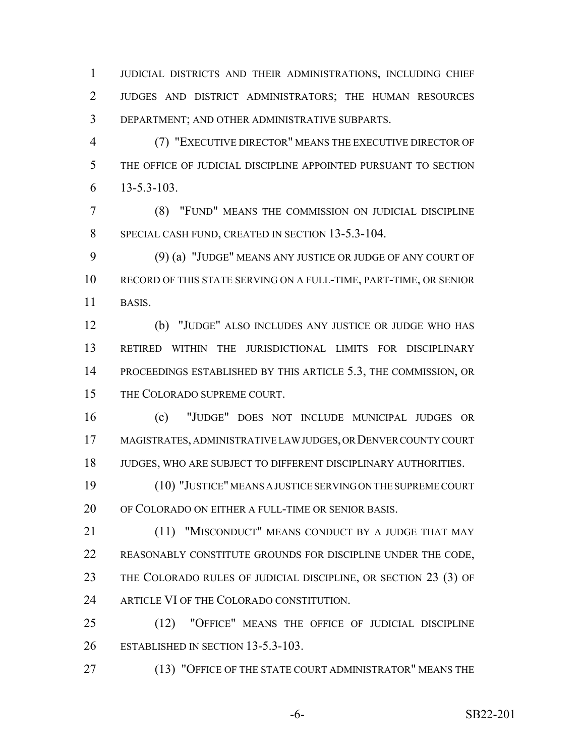JUDICIAL DISTRICTS AND THEIR ADMINISTRATIONS, INCLUDING CHIEF JUDGES AND DISTRICT ADMINISTRATORS; THE HUMAN RESOURCES DEPARTMENT; AND OTHER ADMINISTRATIVE SUBPARTS.

(7) "EXECUTIVE DIRECTOR" MEANS THE EXECUTIVE DIRECTOR OF THE OFFICE OF JUDICIAL DISCIPLINE APPOINTED PURSUANT TO SECTION 13-5.3-103.

(8) "FUND" MEANS THE COMMISSION ON JUDICIAL DISCIPLINE SPECIAL CASH FUND, CREATED IN SECTION 13-5.3-104.

(9) (a) "JUDGE" MEANS ANY JUSTICE OR JUDGE OF ANY COURT OF RECORD OF THIS STATE SERVING ON A FULL-TIME, PART-TIME, OR SENIOR BASIS.

(b) "JUDGE" ALSO INCLUDES ANY JUSTICE OR JUDGE WHO HAS RETIRED WITHIN THE JURISDICTIONAL LIMITS FOR DISCIPLINARY PROCEEDINGS ESTABLISHED BY THIS ARTICLE 5.3, THE COMMISSION, OR THE COLORADO SUPREME COURT.

(c) "JUDGE" DOES NOT INCLUDE MUNICIPAL JUDGES OR MAGISTRATES, ADMINISTRATIVE LAW JUDGES, OR DENVER COUNTY COURT JUDGES, WHO ARE SUBJECT TO DIFFERENT DISCIPLINARY AUTHORITIES.

(10) "JUSTICE" MEANS A JUSTICE SERVING ON THE SUPREME COURT OF COLORADO ON EITHER A FULL-TIME OR SENIOR BASIS.

(11) "MISCONDUCT" MEANS CONDUCT BY A JUDGE THAT MAY REASONABLY CONSTITUTE GROUNDS FOR DISCIPLINE UNDER THE CODE, THE COLORADO RULES OF JUDICIAL DISCIPLINE, OR SECTION 23 (3) OF ARTICLE VI OF THE COLORADO CONSTITUTION.

(12) "OFFICE" MEANS THE OFFICE OF JUDICIAL DISCIPLINE ESTABLISHED IN SECTION 13-5.3-103.

(13) "OFFICE OF THE STATE COURT ADMINISTRATOR" MEANS THE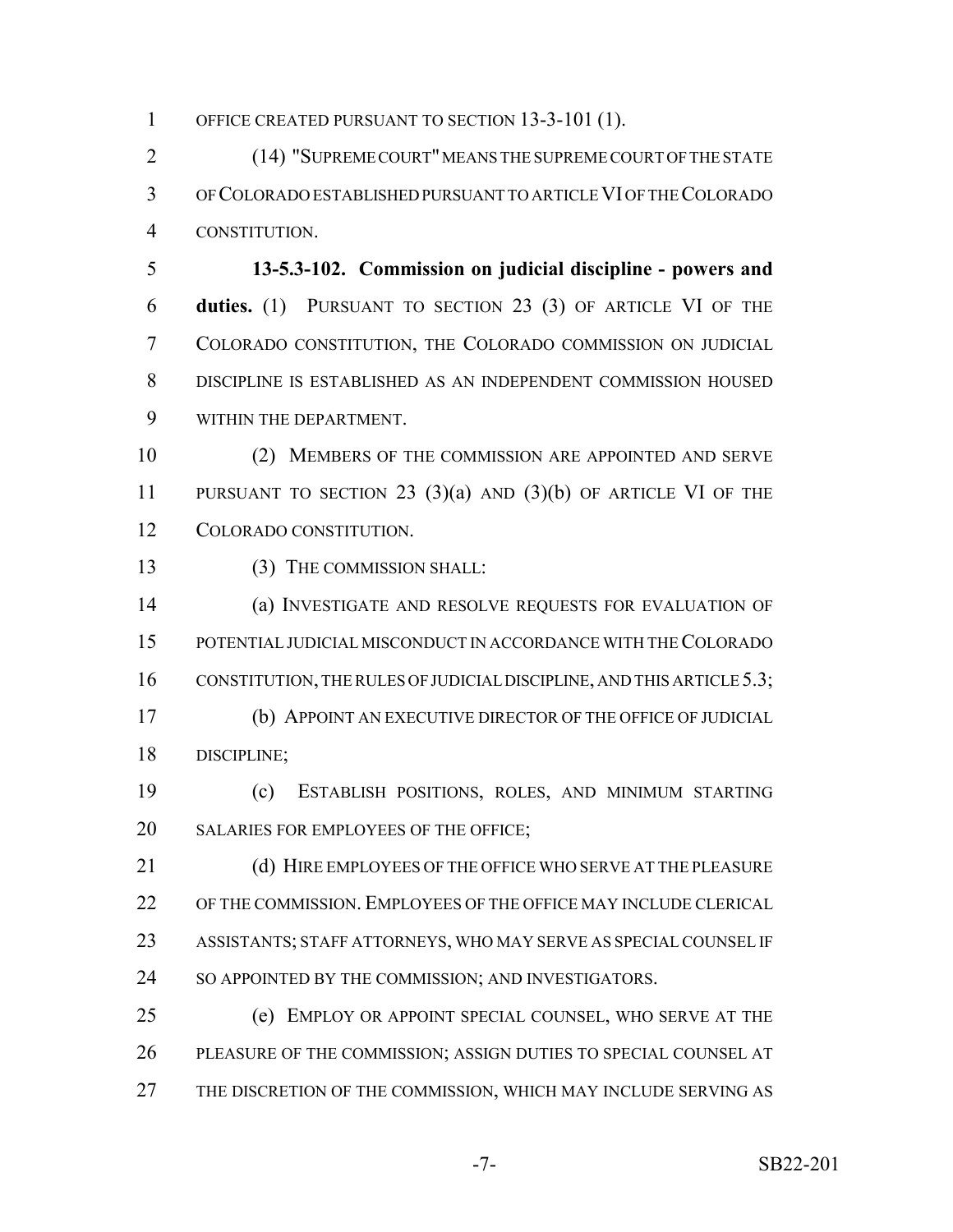OFFICE CREATED PURSUANT TO SECTION 13-3-101 (1).

(14) "SUPREME COURT" MEANS THE SUPREME COURT OF THE STATE OF COLORADO ESTABLISHED PURSUANT TO ARTICLE VI OF THE COLORADO CONSTITUTION.

**13-5.3-102. Commission on judicial discipline - powers and duties.** (1) PURSUANT TO SECTION 23 (3) OF ARTICLE VI OF THE COLORADO CONSTITUTION, THE COLORADO COMMISSION ON JUDICIAL DISCIPLINE IS ESTABLISHED AS AN INDEPENDENT COMMISSION HOUSED WITHIN THE DEPARTMENT.

(2) MEMBERS OF THE COMMISSION ARE APPOINTED AND SERVE PURSUANT TO SECTION 23 (3)(a) AND (3)(b) OF ARTICLE VI OF THE COLORADO CONSTITUTION.

(3) THE COMMISSION SHALL:

(a) INVESTIGATE AND RESOLVE REQUESTS FOR EVALUATION OF POTENTIAL JUDICIAL MISCONDUCT IN ACCORDANCE WITH THE COLORADO CONSTITUTION, THE RULES OF JUDICIAL DISCIPLINE, AND THIS ARTICLE 5.3;

(b) APPOINT AN EXECUTIVE DIRECTOR OF THE OFFICE OF JUDICIAL DISCIPLINE;

(c) ESTABLISH POSITIONS, ROLES, AND MINIMUM STARTING SALARIES FOR EMPLOYEES OF THE OFFICE;

(d) HIRE EMPLOYEES OF THE OFFICE WHO SERVE AT THE PLEASURE OF THE COMMISSION. EMPLOYEES OF THE OFFICE MAY INCLUDE CLERICAL ASSISTANTS; STAFF ATTORNEYS, WHO MAY SERVE AS SPECIAL COUNSEL IF SO APPOINTED BY THE COMMISSION; AND INVESTIGATORS.

(e) EMPLOY OR APPOINT SPECIAL COUNSEL, WHO SERVE AT THE PLEASURE OF THE COMMISSION; ASSIGN DUTIES TO SPECIAL COUNSEL AT THE DISCRETION OF THE COMMISSION, WHICH MAY INCLUDE SERVING AS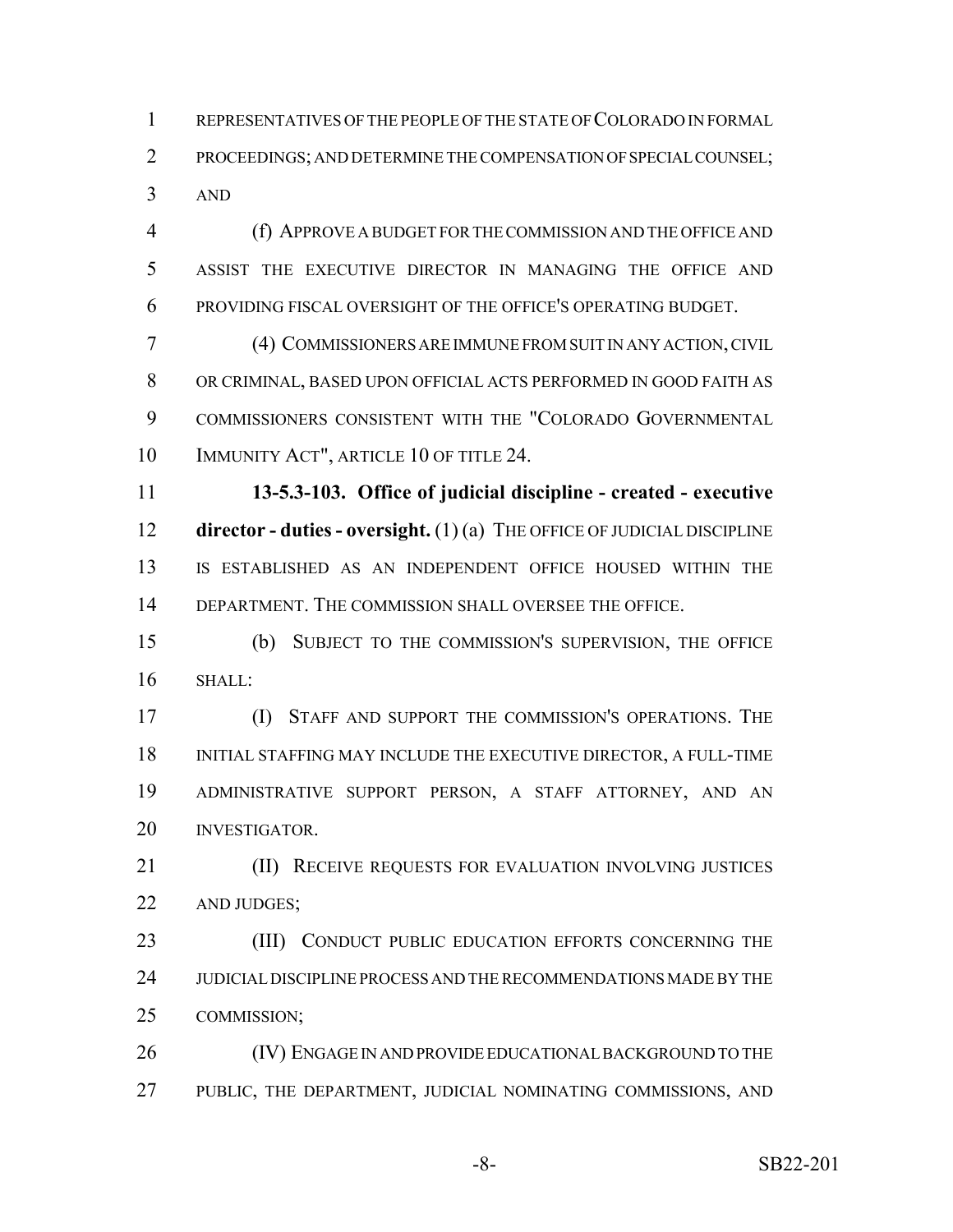REPRESENTATIVES OF THE PEOPLE OF THE STATE OF COLORADO IN FORMAL PROCEEDINGS; AND DETERMINE THE COMPENSATION OF SPECIAL COUNSEL; AND

(f) APPROVE A BUDGET FOR THE COMMISSION AND THE OFFICE AND ASSIST THE EXECUTIVE DIRECTOR IN MANAGING THE OFFICE AND PROVIDING FISCAL OVERSIGHT OF THE OFFICE'S OPERATING BUDGET.

(4) COMMISSIONERS ARE IMMUNE FROM SUIT IN ANY ACTION, CIVIL OR CRIMINAL, BASED UPON OFFICIAL ACTS PERFORMED IN GOOD FAITH AS COMMISSIONERS CONSISTENT WITH THE "COLORADO GOVERNMENTAL IMMUNITY ACT", ARTICLE 10 OF TITLE 24.

**13-5.3-103. Office of judicial discipline - created - executive director - duties - oversight.** (1) (a) THE OFFICE OF JUDICIAL DISCIPLINE IS ESTABLISHED AS AN INDEPENDENT OFFICE HOUSED WITHIN THE DEPARTMENT. THE COMMISSION SHALL OVERSEE THE OFFICE.

(b) SUBJECT TO THE COMMISSION'S SUPERVISION, THE OFFICE SHALL:

(I) STAFF AND SUPPORT THE COMMISSION'S OPERATIONS. THE INITIAL STAFFING MAY INCLUDE THE EXECUTIVE DIRECTOR, A FULL-TIME ADMINISTRATIVE SUPPORT PERSON, A STAFF ATTORNEY, AND AN INVESTIGATOR.

(II) RECEIVE REQUESTS FOR EVALUATION INVOLVING JUSTICES AND JUDGES;

(III) CONDUCT PUBLIC EDUCATION EFFORTS CONCERNING THE JUDICIAL DISCIPLINE PROCESS AND THE RECOMMENDATIONS MADE BY THE COMMISSION;

(IV) ENGAGE IN AND PROVIDE EDUCATIONAL BACKGROUND TO THE PUBLIC, THE DEPARTMENT, JUDICIAL NOMINATING COMMISSIONS, AND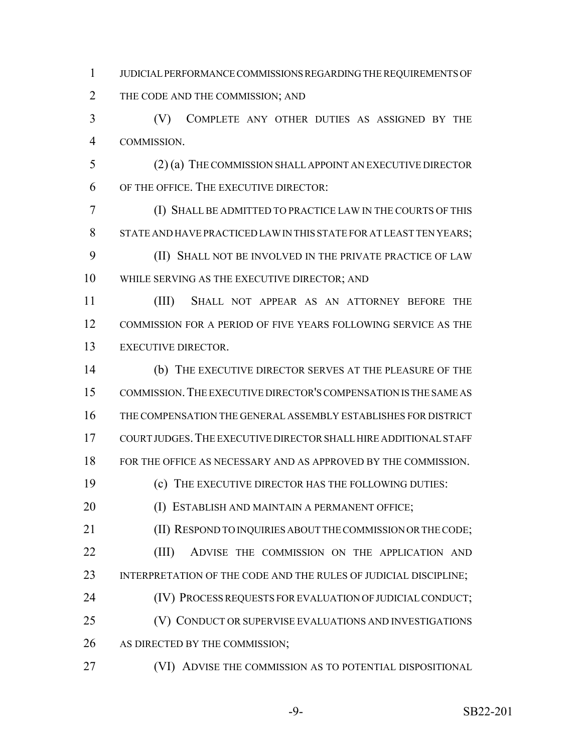JUDICIAL PERFORMANCE COMMISSIONS REGARDING THE REQUIREMENTS OF THE CODE AND THE COMMISSION; AND

(V) COMPLETE ANY OTHER DUTIES AS ASSIGNED BY THE COMMISSION.

(2) (a) THE COMMISSION SHALL APPOINT AN EXECUTIVE DIRECTOR OF THE OFFICE. THE EXECUTIVE DIRECTOR:

(I) SHALL BE ADMITTED TO PRACTICE LAW IN THE COURTS OF THIS STATE AND HAVE PRACTICED LAW IN THIS STATE FOR AT LEAST TEN YEARS;

(II) SHALL NOT BE INVOLVED IN THE PRIVATE PRACTICE OF LAW WHILE SERVING AS THE EXECUTIVE DIRECTOR; AND

(III) SHALL NOT APPEAR AS AN ATTORNEY BEFORE THE COMMISSION FOR A PERIOD OF FIVE YEARS FOLLOWING SERVICE AS THE EXECUTIVE DIRECTOR.

(b) THE EXECUTIVE DIRECTOR SERVES AT THE PLEASURE OF THE COMMISSION. THE EXECUTIVE DIRECTOR'S COMPENSATION IS THE SAME AS THE COMPENSATION THE GENERAL ASSEMBLY ESTABLISHES FOR DISTRICT COURT JUDGES. THE EXECUTIVE DIRECTOR SHALL HIRE ADDITIONAL STAFF FOR THE OFFICE AS NECESSARY AND AS APPROVED BY THE COMMISSION.

(c) THE EXECUTIVE DIRECTOR HAS THE FOLLOWING DUTIES:

(I) ESTABLISH AND MAINTAIN A PERMANENT OFFICE;

(II) RESPOND TO INQUIRIES ABOUT THE COMMISSION OR THE CODE;

(III) ADVISE THE COMMISSION ON THE APPLICATION AND INTERPRETATION OF THE CODE AND THE RULES OF JUDICIAL DISCIPLINE;

(IV) PROCESS REQUESTS FOR EVALUATION OF JUDICIAL CONDUCT;

(V) CONDUCT OR SUPERVISE EVALUATIONS AND INVESTIGATIONS AS DIRECTED BY THE COMMISSION;

(VI) ADVISE THE COMMISSION AS TO POTENTIAL DISPOSITIONAL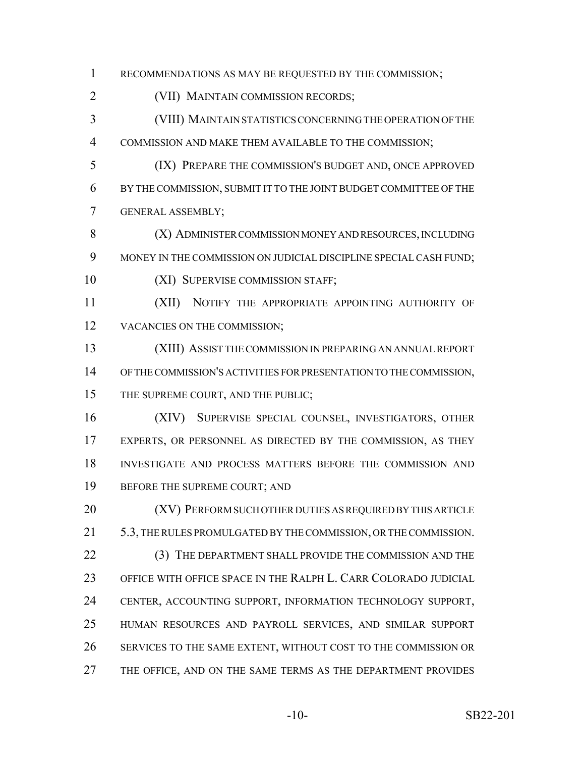RECOMMENDATIONS AS MAY BE REQUESTED BY THE COMMISSION;

(VII) MAINTAIN COMMISSION RECORDS;

(VIII) MAINTAIN STATISTICS CONCERNING THE OPERATION OF THE COMMISSION AND MAKE THEM AVAILABLE TO THE COMMISSION;

(IX) PREPARE THE COMMISSION'S BUDGET AND, ONCE APPROVED BY THE COMMISSION, SUBMIT IT TO THE JOINT BUDGET COMMITTEE OF THE GENERAL ASSEMBLY;

(X) ADMINISTER COMMISSION MONEY AND RESOURCES, INCLUDING MONEY IN THE COMMISSION ON JUDICIAL DISCIPLINE SPECIAL CASH FUND;

(XI) SUPERVISE COMMISSION STAFF;

(XII) NOTIFY THE APPROPRIATE APPOINTING AUTHORITY OF VACANCIES ON THE COMMISSION;

(XIII) ASSIST THE COMMISSION IN PREPARING AN ANNUAL REPORT OF THE COMMISSION'S ACTIVITIES FOR PRESENTATION TO THE COMMISSION, THE SUPREME COURT, AND THE PUBLIC;

(XIV) SUPERVISE SPECIAL COUNSEL, INVESTIGATORS, OTHER EXPERTS, OR PERSONNEL AS DIRECTED BY THE COMMISSION, AS THEY INVESTIGATE AND PROCESS MATTERS BEFORE THE COMMISSION AND BEFORE THE SUPREME COURT; AND

(XV) PERFORM SUCH OTHER DUTIES AS REQUIRED BY THIS ARTICLE 5.3, THE RULES PROMULGATED BY THE COMMISSION, OR THE COMMISSION.

(3) THE DEPARTMENT SHALL PROVIDE THE COMMISSION AND THE OFFICE WITH OFFICE SPACE IN THE RALPH L. CARR COLORADO JUDICIAL CENTER, ACCOUNTING SUPPORT, INFORMATION TECHNOLOGY SUPPORT, HUMAN RESOURCES AND PAYROLL SERVICES, AND SIMILAR SUPPORT SERVICES TO THE SAME EXTENT, WITHOUT COST TO THE COMMISSION OR THE OFFICE, AND ON THE SAME TERMS AS THE DEPARTMENT PROVIDES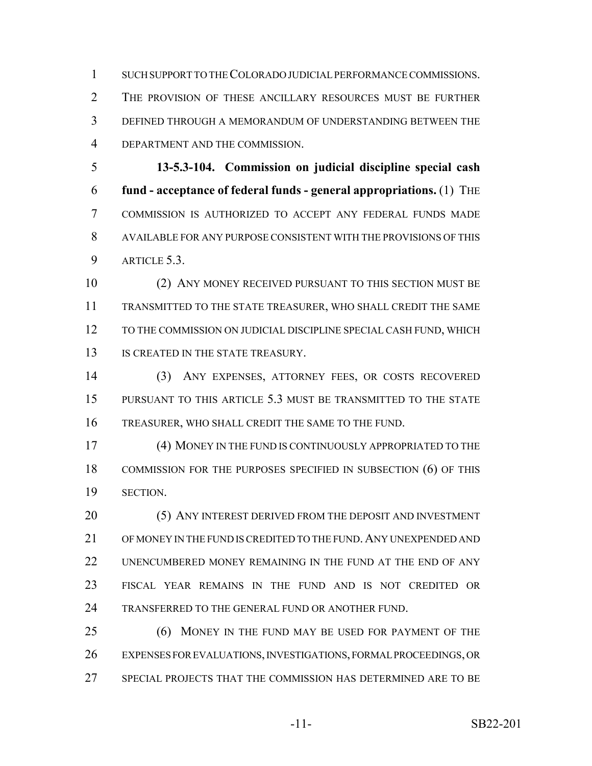SUCH SUPPORT TO THE COLORADO JUDICIAL PERFORMANCE COMMISSIONS. THE PROVISION OF THESE ANCILLARY RESOURCES MUST BE FURTHER DEFINED THROUGH A MEMORANDUM OF UNDERSTANDING BETWEEN THE DEPARTMENT AND THE COMMISSION.

**13-5.3-104. Commission on judicial discipline special cash fund - acceptance of federal funds - general appropriations.** (1) THE COMMISSION IS AUTHORIZED TO ACCEPT ANY FEDERAL FUNDS MADE AVAILABLE FOR ANY PURPOSE CONSISTENT WITH THE PROVISIONS OF THIS ARTICLE 5.3.

(2) ANY MONEY RECEIVED PURSUANT TO THIS SECTION MUST BE TRANSMITTED TO THE STATE TREASURER, WHO SHALL CREDIT THE SAME TO THE COMMISSION ON JUDICIAL DISCIPLINE SPECIAL CASH FUND, WHICH IS CREATED IN THE STATE TREASURY.

(3) ANY EXPENSES, ATTORNEY FEES, OR COSTS RECOVERED PURSUANT TO THIS ARTICLE 5.3 MUST BE TRANSMITTED TO THE STATE TREASURER, WHO SHALL CREDIT THE SAME TO THE FUND.

(4) MONEY IN THE FUND IS CONTINUOUSLY APPROPRIATED TO THE COMMISSION FOR THE PURPOSES SPECIFIED IN SUBSECTION (6) OF THIS SECTION.

(5) ANY INTEREST DERIVED FROM THE DEPOSIT AND INVESTMENT OF MONEY IN THE FUND IS CREDITED TO THE FUND. ANY UNEXPENDED AND UNENCUMBERED MONEY REMAINING IN THE FUND AT THE END OF ANY FISCAL YEAR REMAINS IN THE FUND AND IS NOT CREDITED OR TRANSFERRED TO THE GENERAL FUND OR ANOTHER FUND.

(6) MONEY IN THE FUND MAY BE USED FOR PAYMENT OF THE EXPENSES FOR EVALUATIONS, INVESTIGATIONS, FORMAL PROCEEDINGS, OR SPECIAL PROJECTS THAT THE COMMISSION HAS DETERMINED ARE TO BE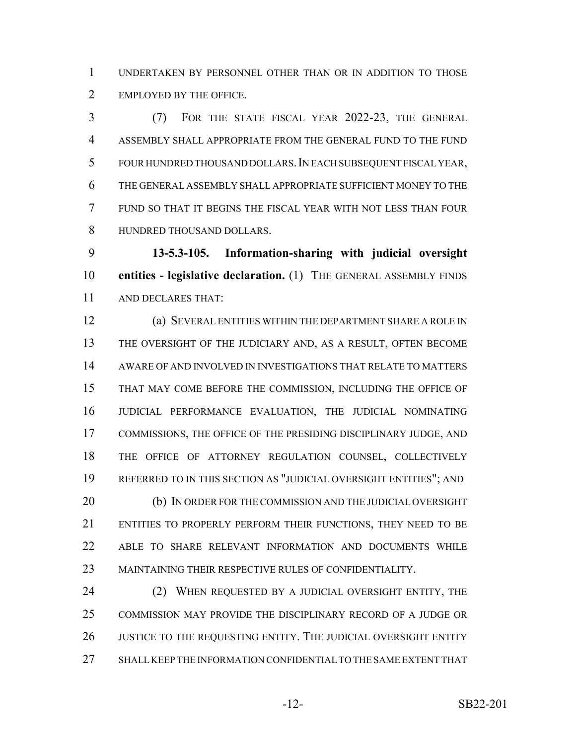UNDERTAKEN BY PERSONNEL OTHER THAN OR IN ADDITION TO THOSE EMPLOYED BY THE OFFICE.

(7) FOR THE STATE FISCAL YEAR 2022-23, THE GENERAL ASSEMBLY SHALL APPROPRIATE FROM THE GENERAL FUND TO THE FUND FOUR HUNDRED THOUSAND DOLLARS. IN EACH SUBSEQUENT FISCAL YEAR, THE GENERAL ASSEMBLY SHALL APPROPRIATE SUFFICIENT MONEY TO THE FUND SO THAT IT BEGINS THE FISCAL YEAR WITH NOT LESS THAN FOUR HUNDRED THOUSAND DOLLARS.

**13-5.3-105. Information-sharing with judicial oversight entities - legislative declaration.** (1) THE GENERAL ASSEMBLY FINDS AND DECLARES THAT:

(a) SEVERAL ENTITIES WITHIN THE DEPARTMENT SHARE A ROLE IN THE OVERSIGHT OF THE JUDICIARY AND, AS A RESULT, OFTEN BECOME AWARE OF AND INVOLVED IN INVESTIGATIONS THAT RELATE TO MATTERS THAT MAY COME BEFORE THE COMMISSION, INCLUDING THE OFFICE OF JUDICIAL PERFORMANCE EVALUATION, THE JUDICIAL NOMINATING COMMISSIONS, THE OFFICE OF THE PRESIDING DISCIPLINARY JUDGE, AND THE OFFICE OF ATTORNEY REGULATION COUNSEL, COLLECTIVELY REFERRED TO IN THIS SECTION AS "JUDICIAL OVERSIGHT ENTITIES"; AND

(b) IN ORDER FOR THE COMMISSION AND THE JUDICIAL OVERSIGHT ENTITIES TO PROPERLY PERFORM THEIR FUNCTIONS, THEY NEED TO BE ABLE TO SHARE RELEVANT INFORMATION AND DOCUMENTS WHILE MAINTAINING THEIR RESPECTIVE RULES OF CONFIDENTIALITY.

(2) WHEN REQUESTED BY A JUDICIAL OVERSIGHT ENTITY, THE COMMISSION MAY PROVIDE THE DISCIPLINARY RECORD OF A JUDGE OR JUSTICE TO THE REQUESTING ENTITY. THE JUDICIAL OVERSIGHT ENTITY SHALL KEEP THE INFORMATION CONFIDENTIAL TO THE SAME EXTENT THAT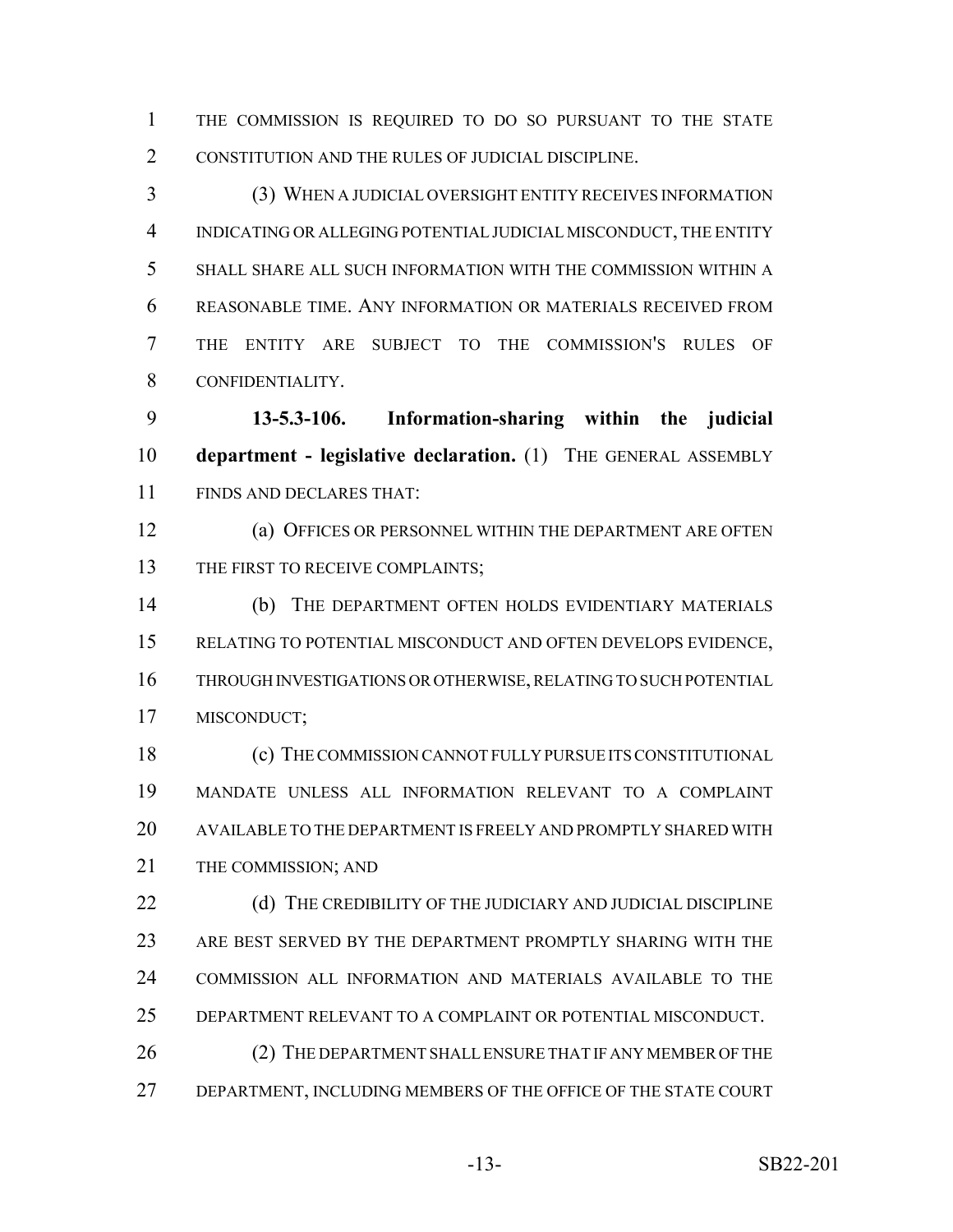THE COMMISSION IS REQUIRED TO DO SO PURSUANT TO THE STATE CONSTITUTION AND THE RULES OF JUDICIAL DISCIPLINE.

(3) WHEN A JUDICIAL OVERSIGHT ENTITY RECEIVES INFORMATION INDICATING OR ALLEGING POTENTIAL JUDICIAL MISCONDUCT, THE ENTITY SHALL SHARE ALL SUCH INFORMATION WITH THE COMMISSION WITHIN A REASONABLE TIME. ANY INFORMATION OR MATERIALS RECEIVED FROM THE ENTITY ARE SUBJECT TO THE COMMISSION'S RULES OF CONFIDENTIALITY.

**13-5.3-106. Information-sharing within the judicial department - legislative declaration.** (1) THE GENERAL ASSEMBLY FINDS AND DECLARES THAT:

(a) OFFICES OR PERSONNEL WITHIN THE DEPARTMENT ARE OFTEN THE FIRST TO RECEIVE COMPLAINTS;

(b) THE DEPARTMENT OFTEN HOLDS EVIDENTIARY MATERIALS RELATING TO POTENTIAL MISCONDUCT AND OFTEN DEVELOPS EVIDENCE, THROUGH INVESTIGATIONS OR OTHERWISE, RELATING TO SUCH POTENTIAL MISCONDUCT;

(c) THE COMMISSION CANNOT FULLY PURSUE ITS CONSTITUTIONAL MANDATE UNLESS ALL INFORMATION RELEVANT TO A COMPLAINT AVAILABLE TO THE DEPARTMENT IS FREELY AND PROMPTLY SHARED WITH THE COMMISSION; AND

(d) THE CREDIBILITY OF THE JUDICIARY AND JUDICIAL DISCIPLINE ARE BEST SERVED BY THE DEPARTMENT PROMPTLY SHARING WITH THE COMMISSION ALL INFORMATION AND MATERIALS AVAILABLE TO THE DEPARTMENT RELEVANT TO A COMPLAINT OR POTENTIAL MISCONDUCT.

(2) THE DEPARTMENT SHALL ENSURE THAT IF ANY MEMBER OF THE DEPARTMENT, INCLUDING MEMBERS OF THE OFFICE OF THE STATE COURT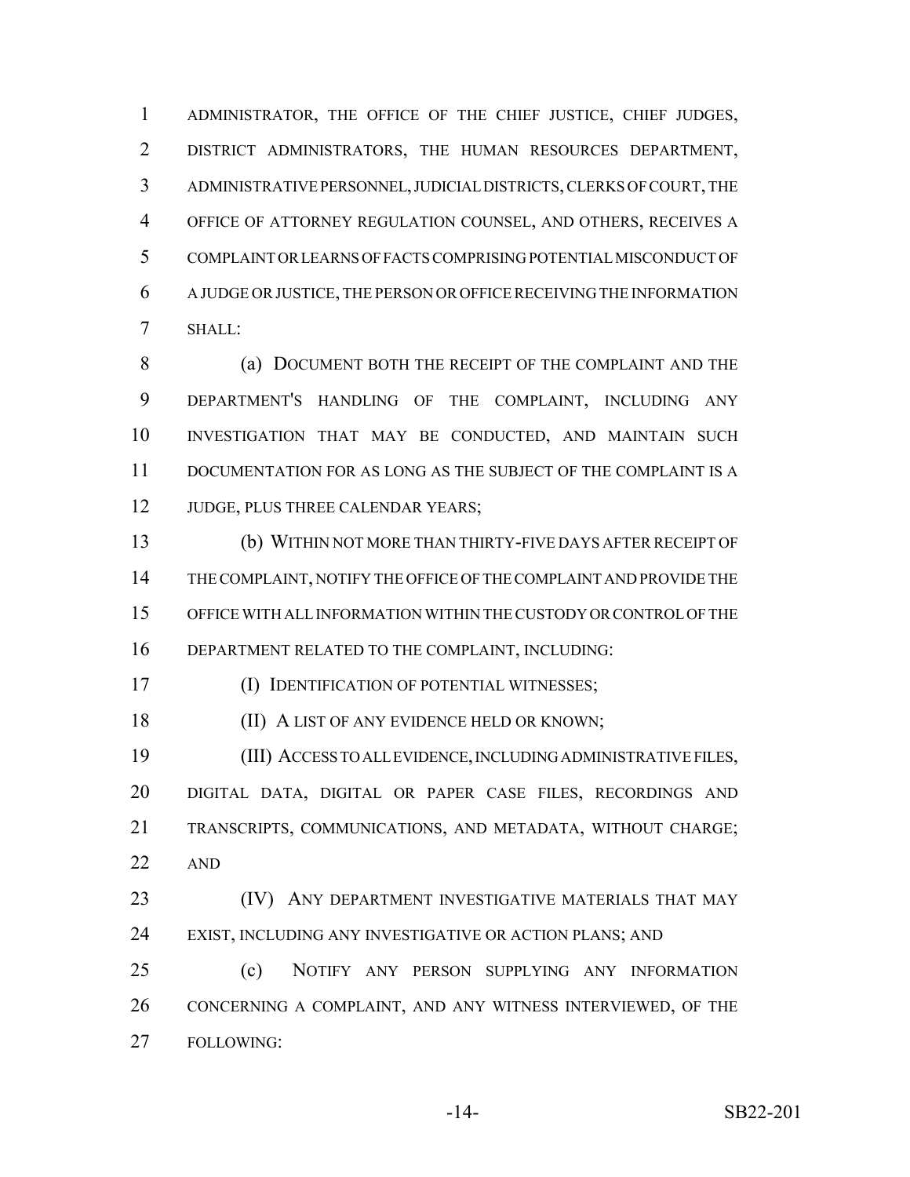ADMINISTRATOR, THE OFFICE OF THE CHIEF JUSTICE, CHIEF JUDGES, DISTRICT ADMINISTRATORS, THE HUMAN RESOURCES DEPARTMENT, ADMINISTRATIVE PERSONNEL, JUDICIAL DISTRICTS, CLERKS OF COURT, THE OFFICE OF ATTORNEY REGULATION COUNSEL, AND OTHERS, RECEIVES A COMPLAINT OR LEARNS OF FACTS COMPRISING POTENTIAL MISCONDUCT OF A JUDGE OR JUSTICE, THE PERSON OR OFFICE RECEIVING THE INFORMATION SHALL:

(a) DOCUMENT BOTH THE RECEIPT OF THE COMPLAINT AND THE DEPARTMENT'S HANDLING OF THE COMPLAINT, INCLUDING ANY INVESTIGATION THAT MAY BE CONDUCTED, AND MAINTAIN SUCH DOCUMENTATION FOR AS LONG AS THE SUBJECT OF THE COMPLAINT IS A JUDGE, PLUS THREE CALENDAR YEARS;

(b) WITHIN NOT MORE THAN THIRTY-FIVE DAYS AFTER RECEIPT OF THE COMPLAINT, NOTIFY THE OFFICE OF THE COMPLAINT AND PROVIDE THE OFFICE WITH ALL INFORMATION WITHIN THE CUSTODY OR CONTROL OF THE DEPARTMENT RELATED TO THE COMPLAINT, INCLUDING:

(I) IDENTIFICATION OF POTENTIAL WITNESSES;

(II) A LIST OF ANY EVIDENCE HELD OR KNOWN;

(III) ACCESS TO ALL EVIDENCE, INCLUDING ADMINISTRATIVE FILES, DIGITAL DATA, DIGITAL OR PAPER CASE FILES, RECORDINGS AND TRANSCRIPTS, COMMUNICATIONS, AND METADATA, WITHOUT CHARGE; AND

(IV) ANY DEPARTMENT INVESTIGATIVE MATERIALS THAT MAY EXIST, INCLUDING ANY INVESTIGATIVE OR ACTION PLANS; AND

(c) NOTIFY ANY PERSON SUPPLYING ANY INFORMATION CONCERNING A COMPLAINT, AND ANY WITNESS INTERVIEWED, OF THE FOLLOWING: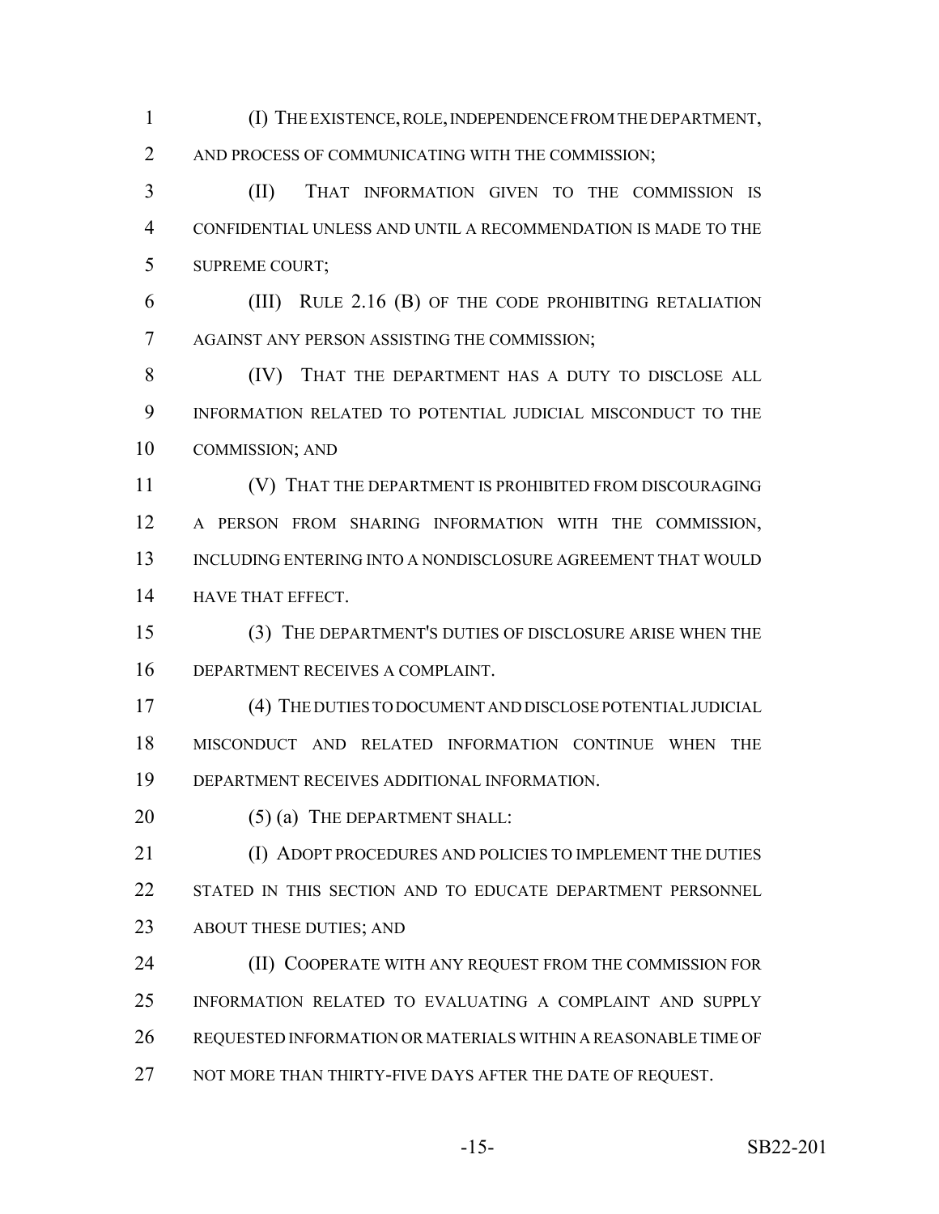(I) THE EXISTENCE, ROLE, INDEPENDENCE FROM THE DEPARTMENT, AND PROCESS OF COMMUNICATING WITH THE COMMISSION;

(II) THAT INFORMATION GIVEN TO THE COMMISSION IS CONFIDENTIAL UNLESS AND UNTIL A RECOMMENDATION IS MADE TO THE SUPREME COURT;

(III) RULE 2.16 (B) OF THE CODE PROHIBITING RETALIATION AGAINST ANY PERSON ASSISTING THE COMMISSION;

(IV) THAT THE DEPARTMENT HAS A DUTY TO DISCLOSE ALL INFORMATION RELATED TO POTENTIAL JUDICIAL MISCONDUCT TO THE COMMISSION; AND

(V) THAT THE DEPARTMENT IS PROHIBITED FROM DISCOURAGING A PERSON FROM SHARING INFORMATION WITH THE COMMISSION, INCLUDING ENTERING INTO A NONDISCLOSURE AGREEMENT THAT WOULD HAVE THAT EFFECT.

(3) THE DEPARTMENT'S DUTIES OF DISCLOSURE ARISE WHEN THE DEPARTMENT RECEIVES A COMPLAINT.

(4) THE DUTIES TO DOCUMENT AND DISCLOSE POTENTIAL JUDICIAL MISCONDUCT AND RELATED INFORMATION CONTINUE WHEN THE DEPARTMENT RECEIVES ADDITIONAL INFORMATION.

(5) (a) THE DEPARTMENT SHALL:

(I) ADOPT PROCEDURES AND POLICIES TO IMPLEMENT THE DUTIES STATED IN THIS SECTION AND TO EDUCATE DEPARTMENT PERSONNEL ABOUT THESE DUTIES; AND

(II) COOPERATE WITH ANY REQUEST FROM THE COMMISSION FOR INFORMATION RELATED TO EVALUATING A COMPLAINT AND SUPPLY REQUESTED INFORMATION OR MATERIALS WITHIN A REASONABLE TIME OF NOT MORE THAN THIRTY-FIVE DAYS AFTER THE DATE OF REQUEST.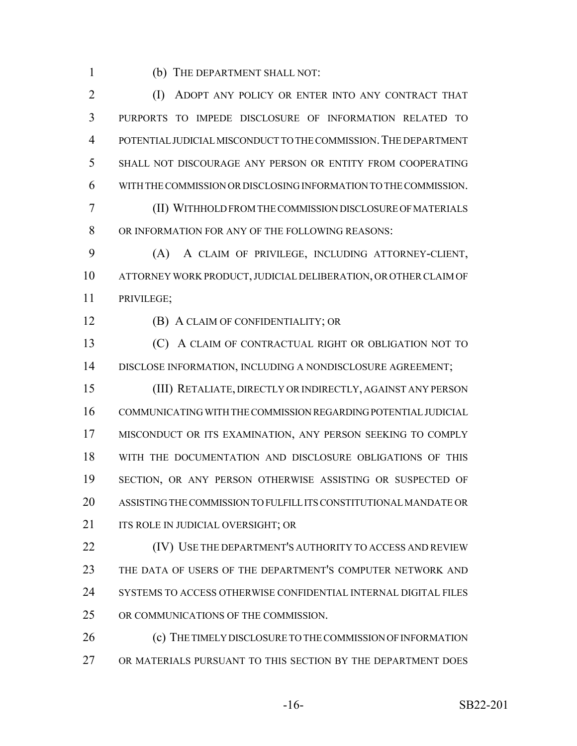(b) THE DEPARTMENT SHALL NOT:

(I) ADOPT ANY POLICY OR ENTER INTO ANY CONTRACT THAT PURPORTS TO IMPEDE DISCLOSURE OF INFORMATION RELATED TO POTENTIAL JUDICIAL MISCONDUCT TO THE COMMISSION. THE DEPARTMENT SHALL NOT DISCOURAGE ANY PERSON OR ENTITY FROM COOPERATING WITH THE COMMISSION OR DISCLOSING INFORMATION TO THE COMMISSION.

(II) WITHHOLD FROM THE COMMISSION DISCLOSURE OF MATERIALS OR INFORMATION FOR ANY OF THE FOLLOWING REASONS:

(A) A CLAIM OF PRIVILEGE, INCLUDING ATTORNEY-CLIENT, ATTORNEY WORK PRODUCT, JUDICIAL DELIBERATION, OR OTHER CLAIM OF PRIVILEGE;

(B) A CLAIM OF CONFIDENTIALITY; OR

(C) A CLAIM OF CONTRACTUAL RIGHT OR OBLIGATION NOT TO DISCLOSE INFORMATION, INCLUDING A NONDISCLOSURE AGREEMENT;

(III) RETALIATE, DIRECTLY OR INDIRECTLY, AGAINST ANY PERSON COMMUNICATING WITH THE COMMISSION REGARDING POTENTIAL JUDICIAL MISCONDUCT OR ITS EXAMINATION, ANY PERSON SEEKING TO COMPLY WITH THE DOCUMENTATION AND DISCLOSURE OBLIGATIONS OF THIS SECTION, OR ANY PERSON OTHERWISE ASSISTING OR SUSPECTED OF ASSISTING THE COMMISSION TO FULFILL ITS CONSTITUTIONAL MANDATE OR ITS ROLE IN JUDICIAL OVERSIGHT; OR

(IV) USE THE DEPARTMENT'S AUTHORITY TO ACCESS AND REVIEW THE DATA OF USERS OF THE DEPARTMENT'S COMPUTER NETWORK AND SYSTEMS TO ACCESS OTHERWISE CONFIDENTIAL INTERNAL DIGITAL FILES OR COMMUNICATIONS OF THE COMMISSION.

(c) THE TIMELY DISCLOSURE TO THE COMMISSION OF INFORMATION OR MATERIALS PURSUANT TO THIS SECTION BY THE DEPARTMENT DOES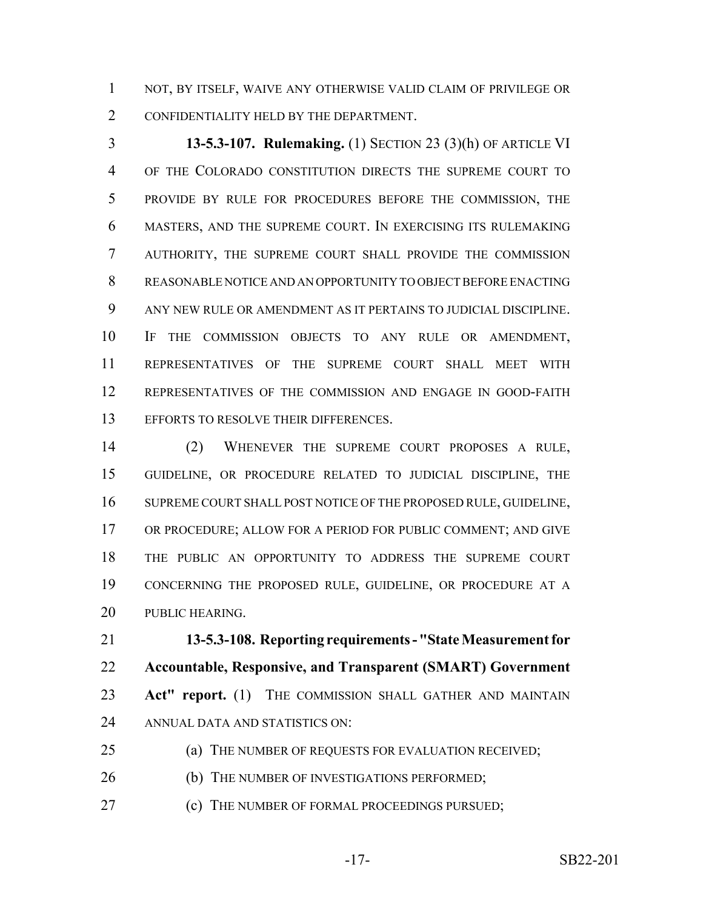NOT, BY ITSELF, WAIVE ANY OTHERWISE VALID CLAIM OF PRIVILEGE OR CONFIDENTIALITY HELD BY THE DEPARTMENT.

**13-5.3-107. Rulemaking.** (1) SECTION 23 (3)(h) OF ARTICLE VI OF THE COLORADO CONSTITUTION DIRECTS THE SUPREME COURT TO PROVIDE BY RULE FOR PROCEDURES BEFORE THE COMMISSION, THE MASTERS, AND THE SUPREME COURT. IN EXERCISING ITS RULEMAKING AUTHORITY, THE SUPREME COURT SHALL PROVIDE THE COMMISSION REASONABLE NOTICE AND AN OPPORTUNITY TO OBJECT BEFORE ENACTING ANY NEW RULE OR AMENDMENT AS IT PERTAINS TO JUDICIAL DISCIPLINE. IF THE COMMISSION OBJECTS TO ANY RULE OR AMENDMENT, REPRESENTATIVES OF THE SUPREME COURT SHALL MEET WITH REPRESENTATIVES OF THE COMMISSION AND ENGAGE IN GOOD-FAITH EFFORTS TO RESOLVE THEIR DIFFERENCES.

(2) WHENEVER THE SUPREME COURT PROPOSES A RULE, GUIDELINE, OR PROCEDURE RELATED TO JUDICIAL DISCIPLINE, THE SUPREME COURT SHALL POST NOTICE OF THE PROPOSED RULE, GUIDELINE, OR PROCEDURE; ALLOW FOR A PERIOD FOR PUBLIC COMMENT; AND GIVE THE PUBLIC AN OPPORTUNITY TO ADDRESS THE SUPREME COURT CONCERNING THE PROPOSED RULE, GUIDELINE, OR PROCEDURE AT A PUBLIC HEARING.

**13-5.3-108. Reporting requirements - "State Measurement for Accountable, Responsive, and Transparent (SMART) Government Act" report.** (1) THE COMMISSION SHALL GATHER AND MAINTAIN ANNUAL DATA AND STATISTICS ON:

(a) THE NUMBER OF REQUESTS FOR EVALUATION RECEIVED;

(b) THE NUMBER OF INVESTIGATIONS PERFORMED;

(c) THE NUMBER OF FORMAL PROCEEDINGS PURSUED;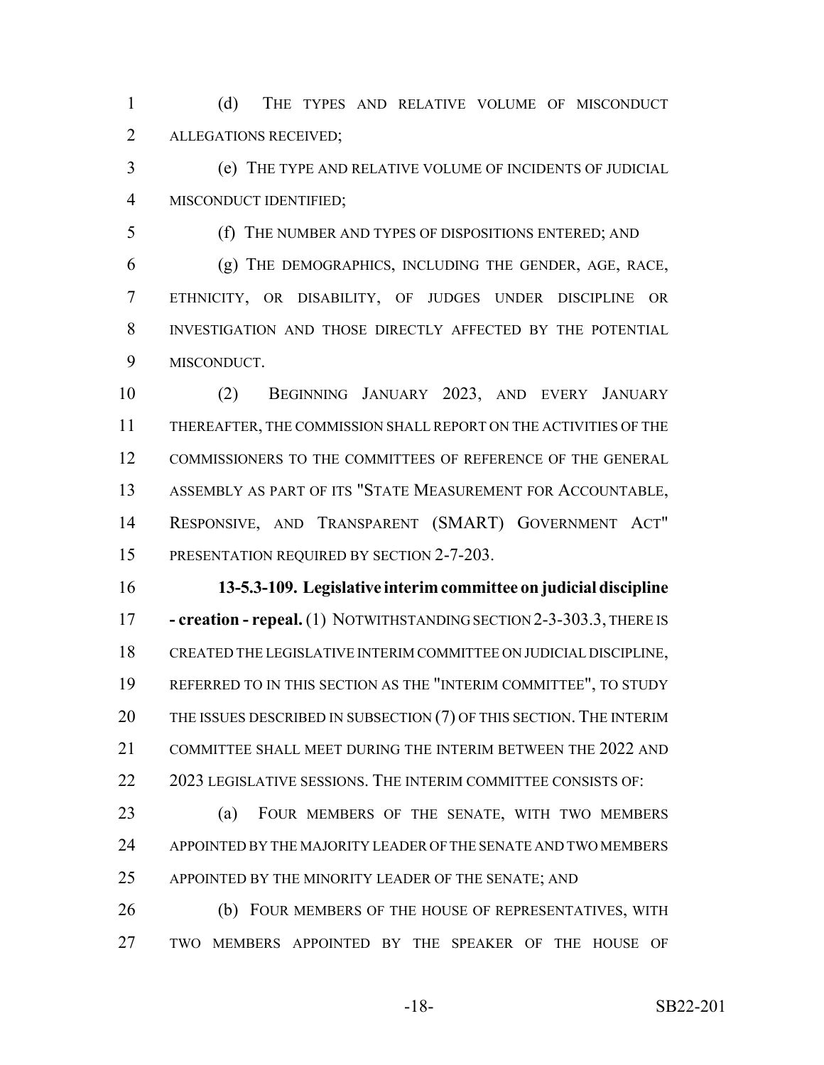(d) THE TYPES AND RELATIVE VOLUME OF MISCONDUCT ALLEGATIONS RECEIVED;

(e) THE TYPE AND RELATIVE VOLUME OF INCIDENTS OF JUDICIAL MISCONDUCT IDENTIFIED;

(f) THE NUMBER AND TYPES OF DISPOSITIONS ENTERED; AND

(g) THE DEMOGRAPHICS, INCLUDING THE GENDER, AGE, RACE, ETHNICITY, OR DISABILITY, OF JUDGES UNDER DISCIPLINE OR INVESTIGATION AND THOSE DIRECTLY AFFECTED BY THE POTENTIAL MISCONDUCT.

(2) BEGINNING JANUARY 2023, AND EVERY JANUARY THEREAFTER, THE COMMISSION SHALL REPORT ON THE ACTIVITIES OF THE COMMISSIONERS TO THE COMMITTEES OF REFERENCE OF THE GENERAL ASSEMBLY AS PART OF ITS "STATE MEASUREMENT FOR ACCOUNTABLE, RESPONSIVE, AND TRANSPARENT (SMART) GOVERNMENT ACT" PRESENTATION REQUIRED BY SECTION 2-7-203.

**13-5.3-109. Legislative interim committee on judicial discipline - creation - repeal.** (1) NOTWITHSTANDING SECTION 2-3-303.3, THERE IS CREATED THE LEGISLATIVE INTERIM COMMITTEE ON JUDICIAL DISCIPLINE, REFERRED TO IN THIS SECTION AS THE "INTERIM COMMITTEE", TO STUDY THE ISSUES DESCRIBED IN SUBSECTION (7) OF THIS SECTION. THE INTERIM COMMITTEE SHALL MEET DURING THE INTERIM BETWEEN THE 2022 AND 2023 LEGISLATIVE SESSIONS. THE INTERIM COMMITTEE CONSISTS OF:

(a) FOUR MEMBERS OF THE SENATE, WITH TWO MEMBERS APPOINTED BY THE MAJORITY LEADER OF THE SENATE AND TWO MEMBERS APPOINTED BY THE MINORITY LEADER OF THE SENATE; AND

(b) FOUR MEMBERS OF THE HOUSE OF REPRESENTATIVES, WITH TWO MEMBERS APPOINTED BY THE SPEAKER OF THE HOUSE OF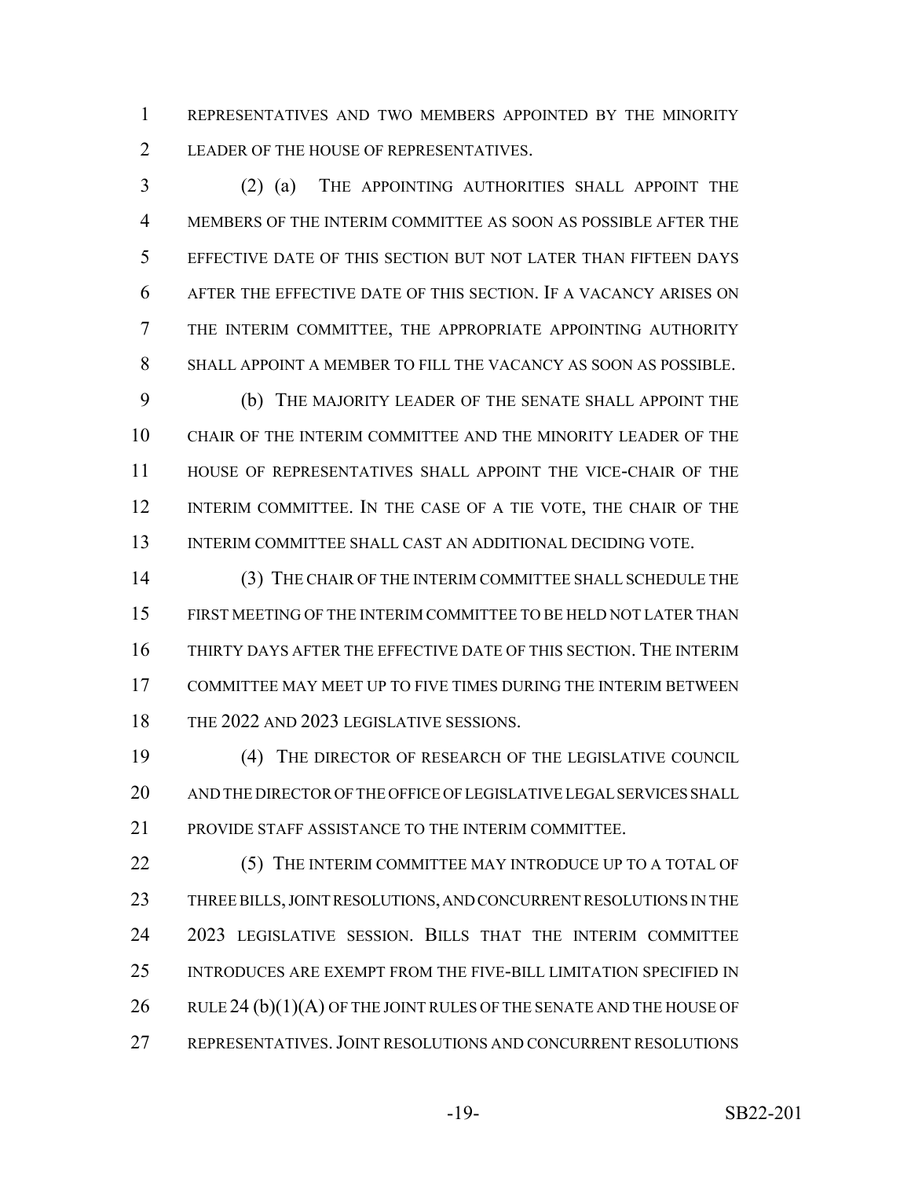REPRESENTATIVES AND TWO MEMBERS APPOINTED BY THE MINORITY LEADER OF THE HOUSE OF REPRESENTATIVES.

(2) (a) THE APPOINTING AUTHORITIES SHALL APPOINT THE MEMBERS OF THE INTERIM COMMITTEE AS SOON AS POSSIBLE AFTER THE EFFECTIVE DATE OF THIS SECTION BUT NOT LATER THAN FIFTEEN DAYS AFTER THE EFFECTIVE DATE OF THIS SECTION. IF A VACANCY ARISES ON THE INTERIM COMMITTEE, THE APPROPRIATE APPOINTING AUTHORITY SHALL APPOINT A MEMBER TO FILL THE VACANCY AS SOON AS POSSIBLE.

(b) THE MAJORITY LEADER OF THE SENATE SHALL APPOINT THE CHAIR OF THE INTERIM COMMITTEE AND THE MINORITY LEADER OF THE HOUSE OF REPRESENTATIVES SHALL APPOINT THE VICE-CHAIR OF THE INTERIM COMMITTEE. IN THE CASE OF A TIE VOTE, THE CHAIR OF THE INTERIM COMMITTEE SHALL CAST AN ADDITIONAL DECIDING VOTE.

(3) THE CHAIR OF THE INTERIM COMMITTEE SHALL SCHEDULE THE FIRST MEETING OF THE INTERIM COMMITTEE TO BE HELD NOT LATER THAN THIRTY DAYS AFTER THE EFFECTIVE DATE OF THIS SECTION. THE INTERIM COMMITTEE MAY MEET UP TO FIVE TIMES DURING THE INTERIM BETWEEN THE 2022 AND 2023 LEGISLATIVE SESSIONS.

(4) THE DIRECTOR OF RESEARCH OF THE LEGISLATIVE COUNCIL AND THE DIRECTOR OF THE OFFICE OF LEGISLATIVE LEGAL SERVICES SHALL PROVIDE STAFF ASSISTANCE TO THE INTERIM COMMITTEE.

(5) THE INTERIM COMMITTEE MAY INTRODUCE UP TO A TOTAL OF THREE BILLS, JOINT RESOLUTIONS, AND CONCURRENT RESOLUTIONS IN THE 2023 LEGISLATIVE SESSION. BILLS THAT THE INTERIM COMMITTEE INTRODUCES ARE EXEMPT FROM THE FIVE-BILL LIMITATION SPECIFIED IN RULE 24 (b)(1)(A) OF THE JOINT RULES OF THE SENATE AND THE HOUSE OF REPRESENTATIVES. JOINT RESOLUTIONS AND CONCURRENT RESOLUTIONS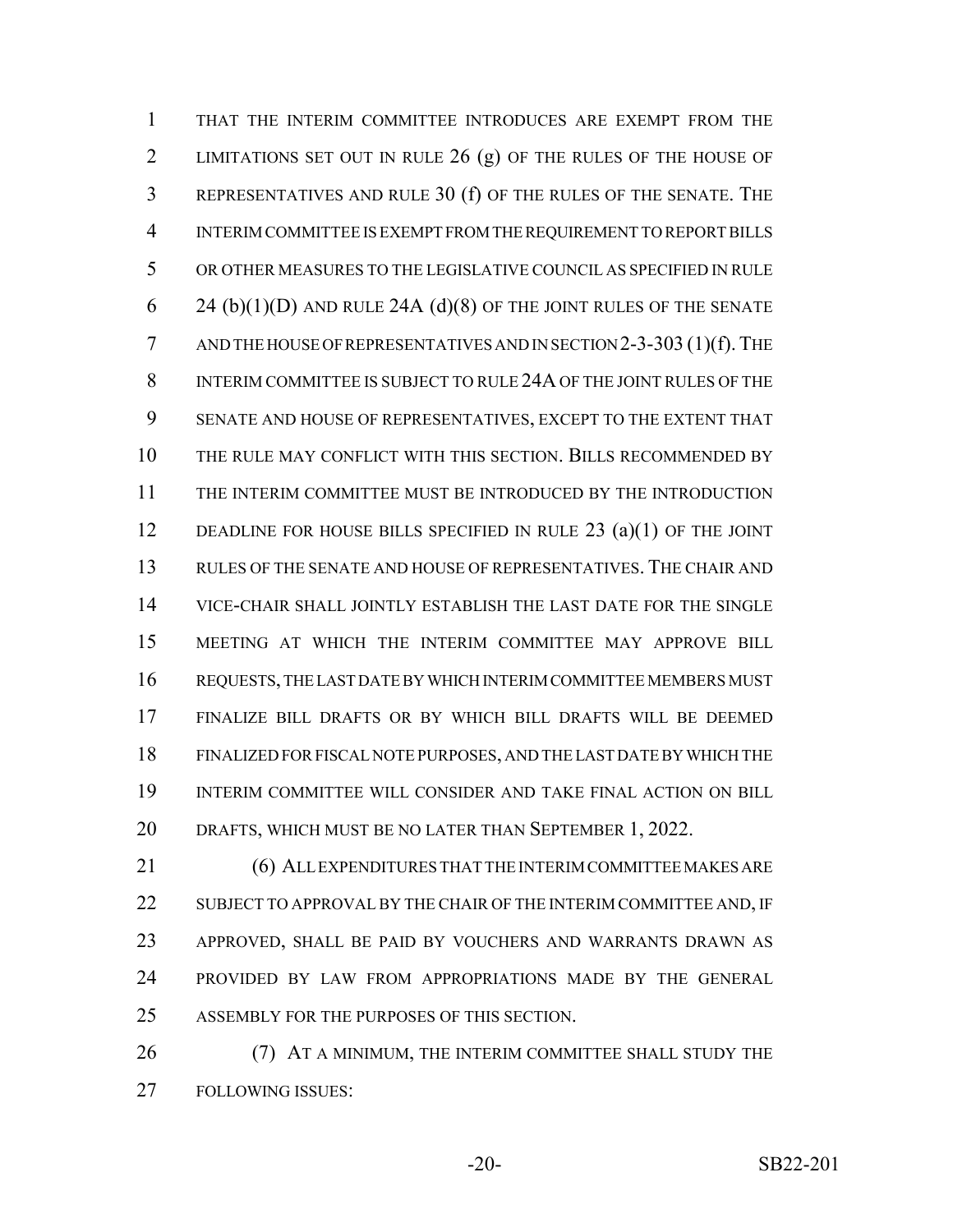THAT THE INTERIM COMMITTEE INTRODUCES ARE EXEMPT FROM THE LIMITATIONS SET OUT IN RULE 26 (g) OF THE RULES OF THE HOUSE OF REPRESENTATIVES AND RULE 30 (f) OF THE RULES OF THE SENATE. THE INTERIM COMMITTEE IS EXEMPT FROM THE REQUIREMENT TO REPORT BILLS OR OTHER MEASURES TO THE LEGISLATIVE COUNCIL AS SPECIFIED IN RULE 24 (b)(1)(D) AND RULE 24A (d)(8) OF THE JOINT RULES OF THE SENATE AND THE HOUSE OF REPRESENTATIVES AND IN SECTION 2-3-303 (1)(f). THE INTERIM COMMITTEE IS SUBJECT TO RULE 24A OF THE JOINT RULES OF THE SENATE AND HOUSE OF REPRESENTATIVES, EXCEPT TO THE EXTENT THAT THE RULE MAY CONFLICT WITH THIS SECTION. BILLS RECOMMENDED BY THE INTERIM COMMITTEE MUST BE INTRODUCED BY THE INTRODUCTION DEADLINE FOR HOUSE BILLS SPECIFIED IN RULE 23 (a)(1) OF THE JOINT RULES OF THE SENATE AND HOUSE OF REPRESENTATIVES. THE CHAIR AND VICE-CHAIR SHALL JOINTLY ESTABLISH THE LAST DATE FOR THE SINGLE MEETING AT WHICH THE INTERIM COMMITTEE MAY APPROVE BILL REQUESTS, THE LAST DATE BY WHICH INTERIM COMMITTEE MEMBERS MUST FINALIZE BILL DRAFTS OR BY WHICH BILL DRAFTS WILL BE DEEMED FINALIZED FOR FISCAL NOTE PURPOSES, AND THE LAST DATE BY WHICH THE INTERIM COMMITTEE WILL CONSIDER AND TAKE FINAL ACTION ON BILL DRAFTS, WHICH MUST BE NO LATER THAN SEPTEMBER 1, 2022.

(6) ALL EXPENDITURES THAT THE INTERIM COMMITTEE MAKES ARE SUBJECT TO APPROVAL BY THE CHAIR OF THE INTERIM COMMITTEE AND, IF APPROVED, SHALL BE PAID BY VOUCHERS AND WARRANTS DRAWN AS PROVIDED BY LAW FROM APPROPRIATIONS MADE BY THE GENERAL ASSEMBLY FOR THE PURPOSES OF THIS SECTION.

(7) AT A MINIMUM, THE INTERIM COMMITTEE SHALL STUDY THE FOLLOWING ISSUES: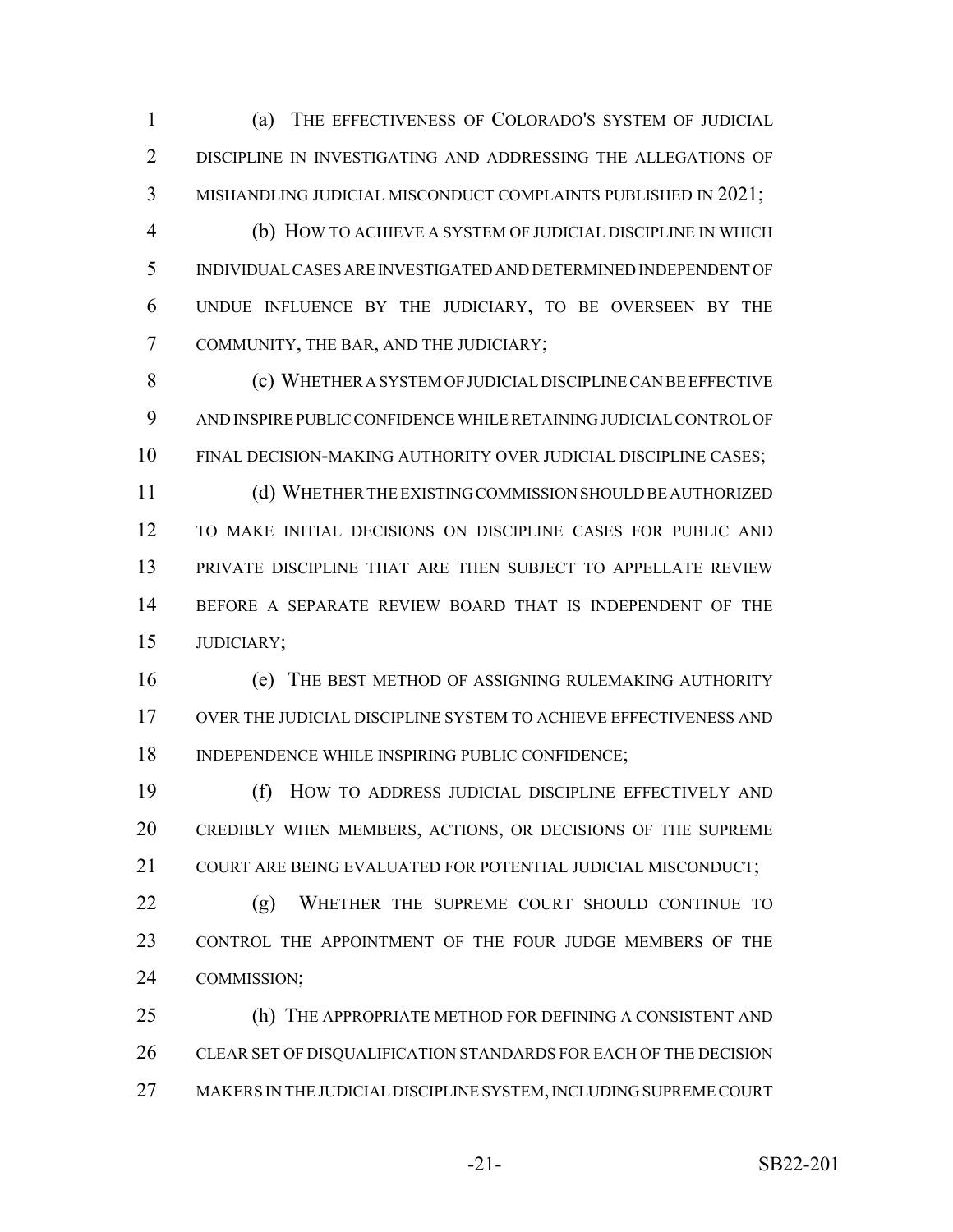(a) THE EFFECTIVENESS OF COLORADO'S SYSTEM OF JUDICIAL DISCIPLINE IN INVESTIGATING AND ADDRESSING THE ALLEGATIONS OF MISHANDLING JUDICIAL MISCONDUCT COMPLAINTS PUBLISHED IN 2021;

(b) HOW TO ACHIEVE A SYSTEM OF JUDICIAL DISCIPLINE IN WHICH INDIVIDUAL CASES ARE INVESTIGATED AND DETERMINED INDEPENDENT OF UNDUE INFLUENCE BY THE JUDICIARY, TO BE OVERSEEN BY THE COMMUNITY, THE BAR, AND THE JUDICIARY;

(c) WHETHER A SYSTEM OF JUDICIAL DISCIPLINE CAN BE EFFECTIVE AND INSPIRE PUBLIC CONFIDENCE WHILE RETAINING JUDICIAL CONTROL OF FINAL DECISION-MAKING AUTHORITY OVER JUDICIAL DISCIPLINE CASES;

(d) WHETHER THE EXISTING COMMISSION SHOULD BE AUTHORIZED TO MAKE INITIAL DECISIONS ON DISCIPLINE CASES FOR PUBLIC AND PRIVATE DISCIPLINE THAT ARE THEN SUBJECT TO APPELLATE REVIEW BEFORE A SEPARATE REVIEW BOARD THAT IS INDEPENDENT OF THE JUDICIARY;

(e) THE BEST METHOD OF ASSIGNING RULEMAKING AUTHORITY OVER THE JUDICIAL DISCIPLINE SYSTEM TO ACHIEVE EFFECTIVENESS AND INDEPENDENCE WHILE INSPIRING PUBLIC CONFIDENCE;

(f) HOW TO ADDRESS JUDICIAL DISCIPLINE EFFECTIVELY AND CREDIBLY WHEN MEMBERS, ACTIONS, OR DECISIONS OF THE SUPREME COURT ARE BEING EVALUATED FOR POTENTIAL JUDICIAL MISCONDUCT;

(g) WHETHER THE SUPREME COURT SHOULD CONTINUE TO CONTROL THE APPOINTMENT OF THE FOUR JUDGE MEMBERS OF THE COMMISSION;

(h) THE APPROPRIATE METHOD FOR DEFINING A CONSISTENT AND CLEAR SET OF DISQUALIFICATION STANDARDS FOR EACH OF THE DECISION MAKERS IN THE JUDICIAL DISCIPLINE SYSTEM, INCLUDING SUPREME COURT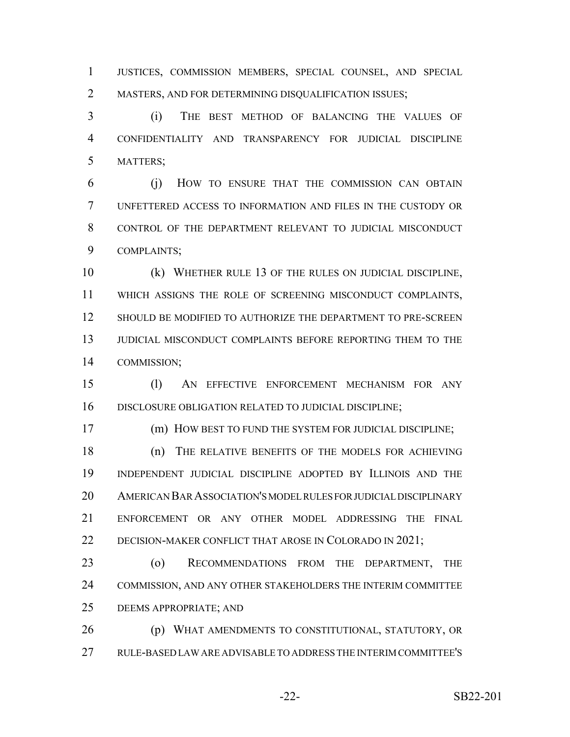JUSTICES, COMMISSION MEMBERS, SPECIAL COUNSEL, AND SPECIAL MASTERS, AND FOR DETERMINING DISQUALIFICATION ISSUES;

(i) THE BEST METHOD OF BALANCING THE VALUES OF CONFIDENTIALITY AND TRANSPARENCY FOR JUDICIAL DISCIPLINE MATTERS;

(j) HOW TO ENSURE THAT THE COMMISSION CAN OBTAIN UNFETTERED ACCESS TO INFORMATION AND FILES IN THE CUSTODY OR CONTROL OF THE DEPARTMENT RELEVANT TO JUDICIAL MISCONDUCT COMPLAINTS;

(k) WHETHER RULE 13 OF THE RULES ON JUDICIAL DISCIPLINE, WHICH ASSIGNS THE ROLE OF SCREENING MISCONDUCT COMPLAINTS, SHOULD BE MODIFIED TO AUTHORIZE THE DEPARTMENT TO PRE-SCREEN JUDICIAL MISCONDUCT COMPLAINTS BEFORE REPORTING THEM TO THE COMMISSION;

(l) AN EFFECTIVE ENFORCEMENT MECHANISM FOR ANY DISCLOSURE OBLIGATION RELATED TO JUDICIAL DISCIPLINE;

(m) HOW BEST TO FUND THE SYSTEM FOR JUDICIAL DISCIPLINE;

(n) THE RELATIVE BENEFITS OF THE MODELS FOR ACHIEVING INDEPENDENT JUDICIAL DISCIPLINE ADOPTED BY ILLINOIS AND THE AMERICAN BAR ASSOCIATION'S MODEL RULES FOR JUDICIAL DISCIPLINARY ENFORCEMENT OR ANY OTHER MODEL ADDRESSING THE FINAL DECISION-MAKER CONFLICT THAT AROSE IN COLORADO IN 2021;

(o) RECOMMENDATIONS FROM THE DEPARTMENT, THE COMMISSION, AND ANY OTHER STAKEHOLDERS THE INTERIM COMMITTEE DEEMS APPROPRIATE; AND

(p) WHAT AMENDMENTS TO CONSTITUTIONAL, STATUTORY, OR RULE-BASED LAW ARE ADVISABLE TO ADDRESS THE INTERIM COMMITTEE'S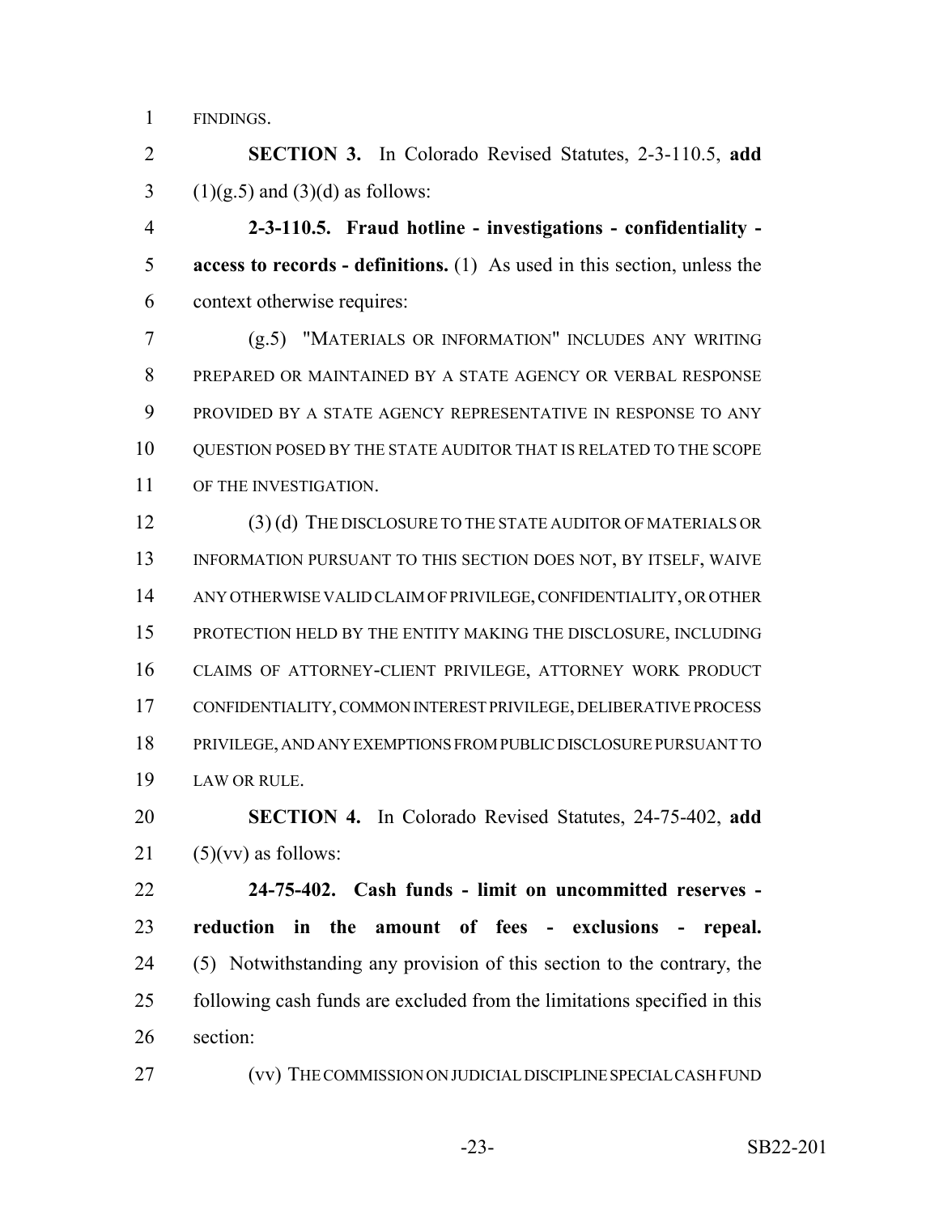FINDINGS.

**SECTION 3.** In Colorado Revised Statutes, 2-3-110.5, **add** (1)(g.5) and (3)(d) as follows:

**2-3-110.5. Fraud hotline - investigations - confidentiality - access to records - definitions.** (1) As used in this section, unless the context otherwise requires:

(g.5) "MATERIALS OR INFORMATION" INCLUDES ANY WRITING PREPARED OR MAINTAINED BY A STATE AGENCY OR VERBAL RESPONSE PROVIDED BY A STATE AGENCY REPRESENTATIVE IN RESPONSE TO ANY QUESTION POSED BY THE STATE AUDITOR THAT IS RELATED TO THE SCOPE OF THE INVESTIGATION.

(3) (d) THE DISCLOSURE TO THE STATE AUDITOR OF MATERIALS OR INFORMATION PURSUANT TO THIS SECTION DOES NOT, BY ITSELF, WAIVE ANY OTHERWISE VALID CLAIM OF PRIVILEGE, CONFIDENTIALITY, OR OTHER PROTECTION HELD BY THE ENTITY MAKING THE DISCLOSURE, INCLUDING CLAIMS OF ATTORNEY-CLIENT PRIVILEGE, ATTORNEY WORK PRODUCT CONFIDENTIALITY, COMMON INTEREST PRIVILEGE, DELIBERATIVE PROCESS PRIVILEGE, AND ANY EXEMPTIONS FROM PUBLIC DISCLOSURE PURSUANT TO LAW OR RULE.

**SECTION 4.** In Colorado Revised Statutes, 24-75-402, **add** (5)(vv) as follows:

**24-75-402. Cash funds - limit on uncommitted reserves - reduction in the amount of fees - exclusions - repeal.** (5) Notwithstanding any provision of this section to the contrary, the following cash funds are excluded from the limitations specified in this section:

(vv) THE COMMISSION ON JUDICIAL DISCIPLINE SPECIAL CASH FUND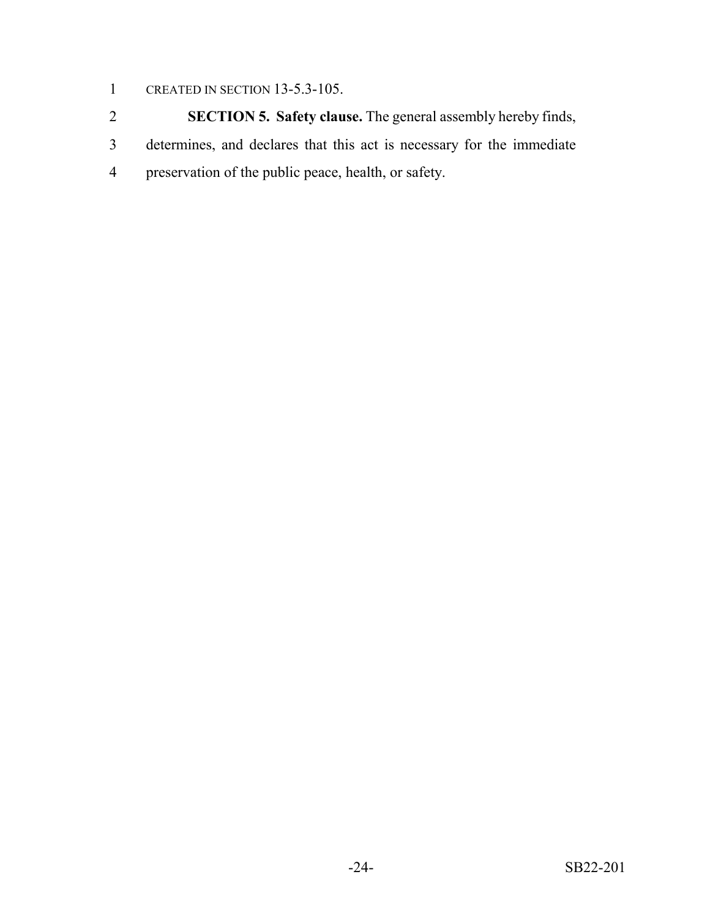1 CREATED IN SECTION 13-5.3-105.

2 **SECTION 5. Safety clause.** The general assembly hereby finds,

3 determines, and declares that this act is necessary for the immediate

4 preservation of the public peace, health, or safety.